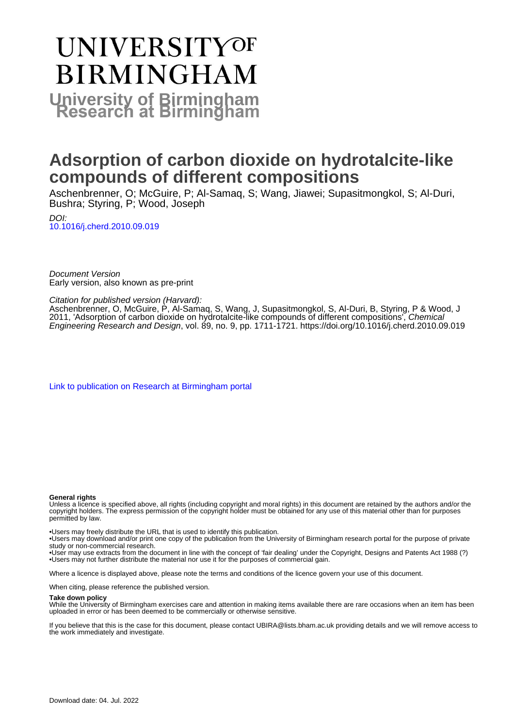# UNIVERSITY OF BIRMINGHAM

## University of Birmingham Research at Birmingham

# Adsorption of carbon dioxide on hydrotalcite-like compounds of different compositions

Aschenbrenner, O; McGuire, P; Al-Samaq, S; Wang, Jiawei; Supasitmongkol, S; Al-Duri, Bushra; Styring, P; Wood, Joseph

*DOI:*
10.1016/j.cherd.2010.09.019

*Document Version*
Early version, also known as pre-print

*Citation for published version (Harvard):*
Aschenbrenner, O, McGuire, P, Al-Samaq, S, Wang, J, Supasitmongkol, S, Al-Duri, B, Styring, P & Wood, J 2011, 'Adsorption of carbon dioxide on hydrotalcite-like compounds of different compositions', *Chemical Engineering Research and Design*, vol. 89, no. 9, pp. 1711-1721. https://doi.org/10.1016/j.cherd.2010.09.019

Link to publication on Research at Birmingham portal

**General rights**
Unless a licence is specified above, all rights (including copyright and moral rights) in this document are retained by the authors and/or the copyright holders. The express permission of the copyright holder must be obtained for any use of this material other than for purposes permitted by law.

•Users may freely distribute the URL that is used to identify this publication.
•Users may download and/or print one copy of the publication from the University of Birmingham research portal for the purpose of private study or non-commercial research.
•User may use extracts from the document in line with the concept of 'fair dealing' under the Copyright, Designs and Patents Act 1988 (?)
•Users may not further distribute the material nor use it for the purposes of commercial gain.

Where a licence is displayed above, please note the terms and conditions of the licence govern your use of this document.

When citing, please reference the published version.

**Take down policy**
While the University of Birmingham exercises care and attention in making items available there are rare occasions when an item has been uploaded in error or has been deemed to be commercially or otherwise sensitive.

If you believe that this is the case for this document, please contact UBIRA@lists.bham.ac.uk providing details and we will remove access to the work immediately and investigate.

Download date: 04. Jul. 2022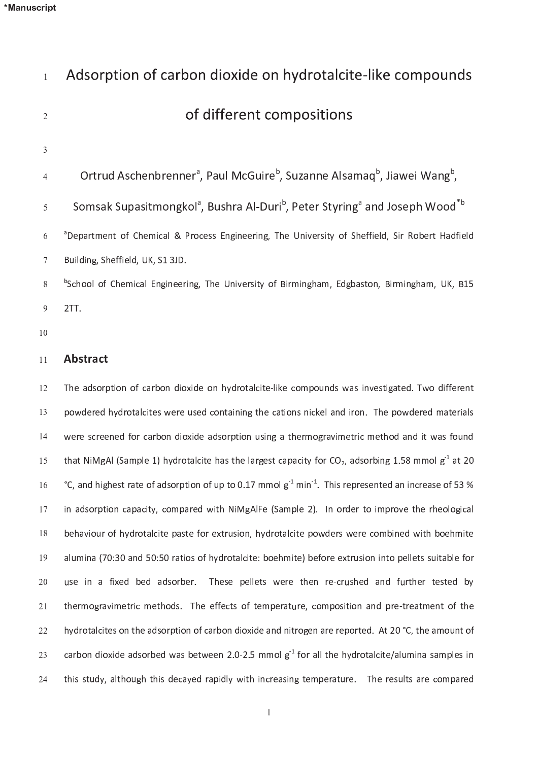# Adsorption of carbon dioxide on hydrotalcite-like compounds of different compositions

Ortrud Aschenbrenner[a], Paul McGuire[b], Suzanne Alsamaq[b], Jiawei Wang[b], Somsak Supasitmongkol[a], Bushra Al-Duri[b], Peter Styring[a] and Joseph Wood[*b]

[a]Department of Chemical & Process Engineering, The University of Sheffield, Sir Robert Hadfield Building, Sheffield, UK, S1 3JD.

[b]School of Chemical Engineering, The University of Birmingham, Edgbaston, Birmingham, UK, B15 2TT.

## Abstract

The adsorption of carbon dioxide on hydrotalcite-like compounds was investigated. Two different powdered hydrotalcites were used containing the cations nickel and iron. The powdered materials were screened for carbon dioxide adsorption using a thermogravimetric method and it was found that NiMgAl (Sample 1) hydrotalcite has the largest capacity for $CO_2$, adsorbing 1.58 mmol $g^{-1}$ at 20 °C, and highest rate of adsorption of up to 0.17 mmol $g^{-1}$ $min^{-1}$. This represented an increase of 53 % in adsorption capacity, compared with NiMgAlFe (Sample 2). In order to improve the rheological behaviour of hydrotalcite paste for extrusion, hydrotalcite powders were combined with boehmite alumina (70:30 and 50:50 ratios of hydrotalcite: boehmite) before extrusion into pellets suitable for use in a fixed bed adsorber. These pellets were then re-crushed and further tested by thermogravimetric methods. The effects of temperature, composition and pre-treatment of the hydrotalcites on the adsorption of carbon dioxide and nitrogen are reported. At 20 °C, the amount of carbon dioxide adsorbed was between 2.0-2.5 mmol $g^{-1}$ for all the hydrotalcite/alumina samples in this study, although this decayed rapidly with increasing temperature. The results are compared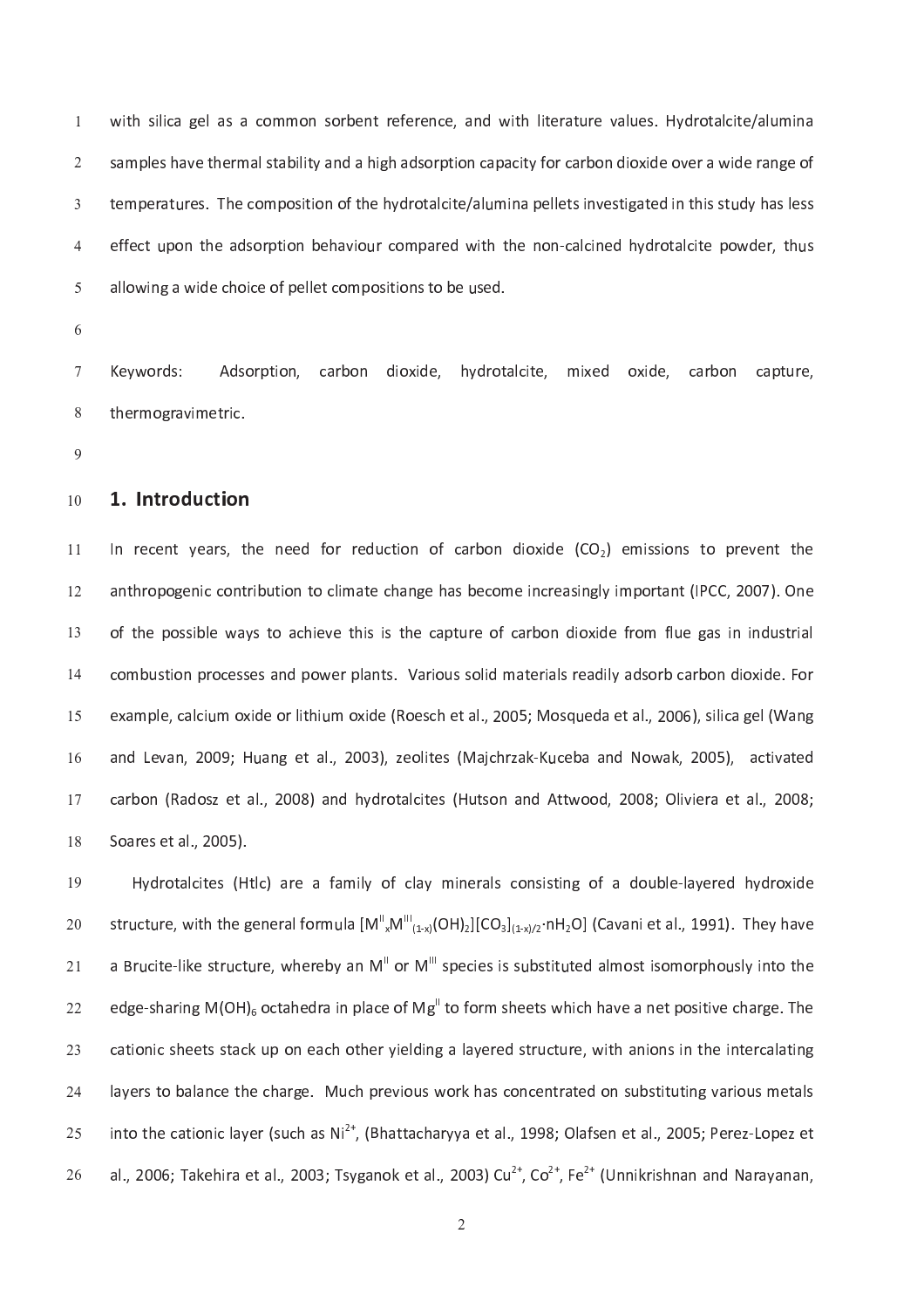with silica gel as a common sorbent reference, and with literature values. Hydrotalcite/alumina samples have thermal stability and a high adsorption capacity for carbon dioxide over a wide range of temperatures. The composition of the hydrotalcite/alumina pellets investigated in this study has less effect upon the adsorption behaviour compared with the non-calcined hydrotalcite powder, thus allowing a wide choice of pellet compositions to be used.

Keywords: Adsorption, carbon dioxide, hydrotalcite, mixed oxide, carbon capture, thermogravimetric.

## 1. Introduction

In recent years, the need for reduction of carbon dioxide ($CO_2$) emissions to prevent the anthropogenic contribution to climate change has become increasingly important (IPCC, 2007). One of the possible ways to achieve this is the capture of carbon dioxide from flue gas in industrial combustion processes and power plants. Various solid materials readily adsorb carbon dioxide. For example, calcium oxide or lithium oxide (Roesch et al., 2005; Mosqueda et al., 2006), silica gel (Wang and Levan, 2009; Huang et al., 2003), zeolites (Majchrzak-Kuceba and Nowak, 2005), activated carbon (Radosz et al., 2008) and hydrotalcites (Hutson and Attwood, 2008; Oliviera et al., 2008; Soares et al., 2005).

Hydrotalcites (Htlc) are a family of clay minerals consisting of a double-layered hydroxide structure, with the general formula $[M^{II}_{x}M^{III}_{(1-x)}(OH)_2][CO_3]_{(1-x)/2}\cdot nH_2O]$ (Cavani et al., 1991). They have a Brucite-like structure, whereby an $M^{II}$ or $M^{III}$ species is substituted almost isomorphously into the edge-sharing $M(OH)_6$ octahedra in place of $Mg^{II}$ to form sheets which have a net positive charge. The cationic sheets stack up on each other yielding a layered structure, with anions in the intercalating layers to balance the charge. Much previous work has concentrated on substituting various metals into the cationic layer (such as $Ni^{2+}$, (Bhattacharyya et al., 1998; Olafsen et al., 2005; Perez-Lopez et al., 2006; Takehira et al., 2003; Tsyganok et al., 2003) $Cu^{2+}$, $Co^{2+}$, $Fe^{2+}$ (Unnikrishnan and Narayanan,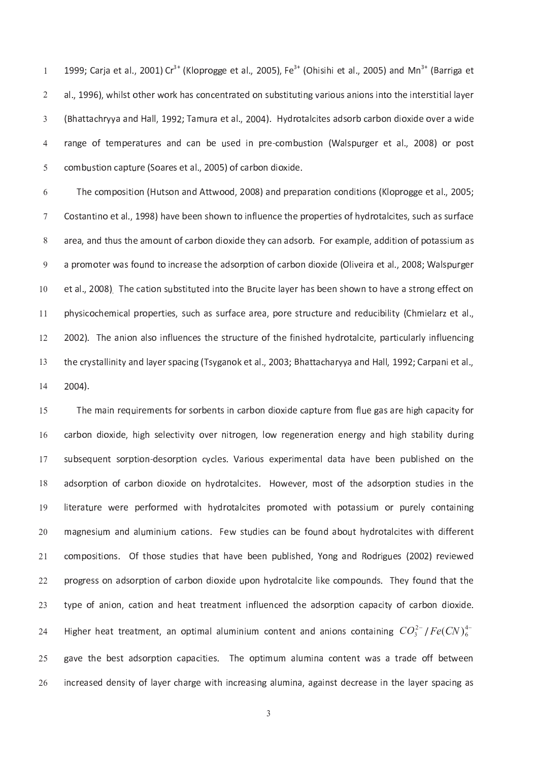1999; Carja et al., 2001) $Cr^{3+}$ (Kloprogge et al., 2005), $Fe^{3+}$ (Ohisihi et al., 2005) and $Mn^{3+}$ (Barriga et al., 1996), whilst other work has concentrated on substituting various anions into the interstitial layer (Bhattachryya and Hall, 1992; Tamura et al., 2004). Hydrotalcites adsorb carbon dioxide over a wide range of temperatures and can be used in pre-combustion (Walspurger et al., 2008) or post combustion capture (Soares et al., 2005) of carbon dioxide.

The composition (Hutson and Attwood, 2008) and preparation conditions (Kloprogge et al., 2005; Costantino et al., 1998) have been shown to influence the properties of hydrotalcites, such as surface area, and thus the amount of carbon dioxide they can adsorb. For example, addition of potassium as a promoter was found to increase the adsorption of carbon dioxide (Oliveira et al., 2008; Walspurger et al., 2008). The cation substituted into the Brucite layer has been shown to have a strong effect on physicochemical properties, such as surface area, pore structure and reducibility (Chmielarz et al., 2002). The anion also influences the structure of the finished hydrotalcite, particularly influencing the crystallinity and layer spacing (Tsyganok et al., 2003; Bhattacharyya and Hall, 1992; Carpani et al., 2004).

The main requirements for sorbents in carbon dioxide capture from flue gas are high capacity for carbon dioxide, high selectivity over nitrogen, low regeneration energy and high stability during subsequent sorption-desorption cycles. Various experimental data have been published on the adsorption of carbon dioxide on hydrotalcites. However, most of the adsorption studies in the literature were performed with hydrotalcites promoted with potassium or purely containing magnesium and aluminium cations. Few studies can be found about hydrotalcites with different compositions. Of those studies that have been published, Yong and Rodrigues (2002) reviewed progress on adsorption of carbon dioxide upon hydrotalcite like compounds. They found that the type of anion, cation and heat treatment influenced the adsorption capacity of carbon dioxide. Higher heat treatment, an optimal aluminium content and anions containing $CO_3^{2-} / Fe(CN)_6^{4-}$ gave the best adsorption capacities. The optimum alumina content was a trade off between increased density of layer charge with increasing alumina, against decrease in the layer spacing as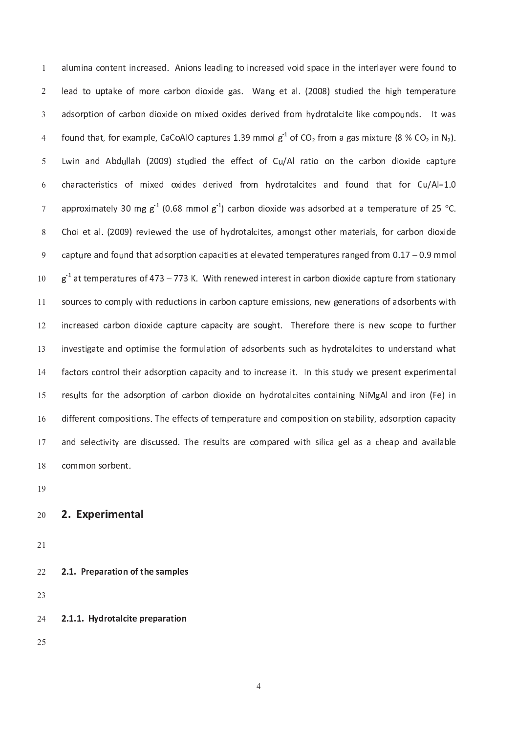alumina content increased. Anions leading to increased void space in the interlayer were found to lead to uptake of more carbon dioxide gas. Wang et al. (2008) studied the high temperature adsorption of carbon dioxide on mixed oxides derived from hydrotalcite like compounds. It was found that, for example, CaCoAlO captures 1.39 mmol $g^{-1}$ of $CO_2$ from a gas mixture (8 % $CO_2$ in $N_2$). Lwin and Abdullah (2009) studied the effect of Cu/Al ratio on the carbon dioxide capture characteristics of mixed oxides derived from hydrotalcites and found that for Cu/Al=1.0 approximately 30 mg $g^{-1}$ (0.68 mmol $g^{-1}$) carbon dioxide was adsorbed at a temperature of 25 °C. Choi et al. (2009) reviewed the use of hydrotalcites, amongst other materials, for carbon dioxide capture and found that adsorption capacities at elevated temperatures ranged from 0.17 – 0.9 mmol $g^{-1}$ at temperatures of 473 – 773 K. With renewed interest in carbon dioxide capture from stationary sources to comply with reductions in carbon capture emissions, new generations of adsorbents with increased carbon dioxide capture capacity are sought. Therefore there is new scope to further investigate and optimise the formulation of adsorbents such as hydrotalcites to understand what factors control their adsorption capacity and to increase it. In this study we present experimental results for the adsorption of carbon dioxide on hydrotalcites containing NiMgAl and iron (Fe) in different compositions. The effects of temperature and composition on stability, adsorption capacity and selectivity are discussed. The results are compared with silica gel as a cheap and available common sorbent.

# 2. Experimental

## 2.1. Preparation of the samples

### 2.1.1. Hydrotalcite preparation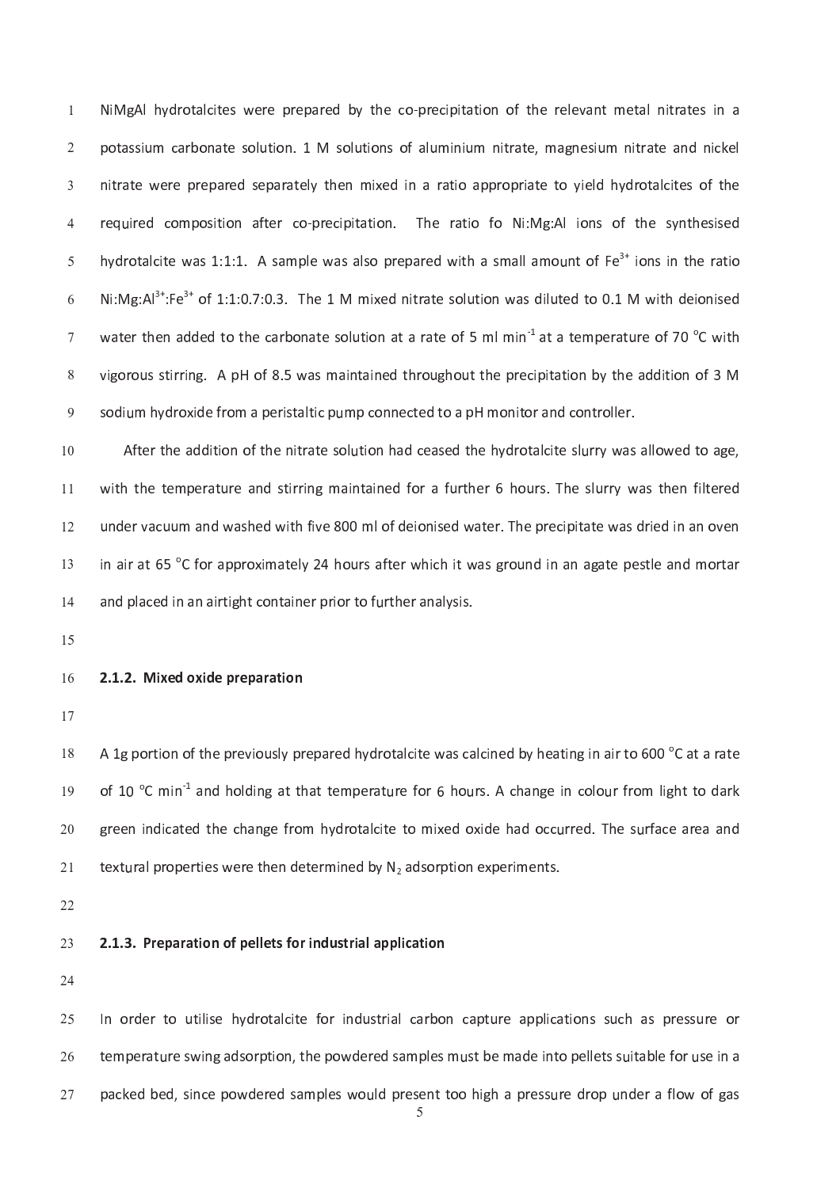NiMgAl hydrotalcites were prepared by the co-precipitation of the relevant metal nitrates in a potassium carbonate solution. 1 M solutions of aluminium nitrate, magnesium nitrate and nickel nitrate were prepared separately then mixed in a ratio appropriate to yield hydrotalcites of the required composition after co-precipitation. The ratio fo Ni:Mg:Al ions of the synthesised hydrotalcite was 1:1:1. A sample was also prepared with a small amount of $Fe^{3+}$ ions in the ratio Ni:Mg:$Al^{3+}$:$Fe^{3+}$ of 1:1:0.7:0.3. The 1 M mixed nitrate solution was diluted to 0.1 M with deionised water then added to the carbonate solution at a rate of 5 ml $min^{-1}$ at a temperature of 70 °C with vigorous stirring. A pH of 8.5 was maintained throughout the precipitation by the addition of 3 M sodium hydroxide from a peristaltic pump connected to a pH monitor and controller.

After the addition of the nitrate solution had ceased the hydrotalcite slurry was allowed to age, with the temperature and stirring maintained for a further 6 hours. The slurry was then filtered under vacuum and washed with five 800 ml of deionised water. The precipitate was dried in an oven in air at 65 °C for approximately 24 hours after which it was ground in an agate pestle and mortar and placed in an airtight container prior to further analysis.

### 2.1.2. Mixed oxide preparation

A 1g portion of the previously prepared hydrotalcite was calcined by heating in air to 600 °C at a rate of 10 °C $min^{-1}$ and holding at that temperature for 6 hours. A change in colour from light to dark green indicated the change from hydrotalcite to mixed oxide had occurred. The surface area and textural properties were then determined by $N_2$ adsorption experiments.

### 2.1.3. Preparation of pellets for industrial application

In order to utilise hydrotalcite for industrial carbon capture applications such as pressure or temperature swing adsorption, the powdered samples must be made into pellets suitable for use in a packed bed, since powdered samples would present too high a pressure drop under a flow of gas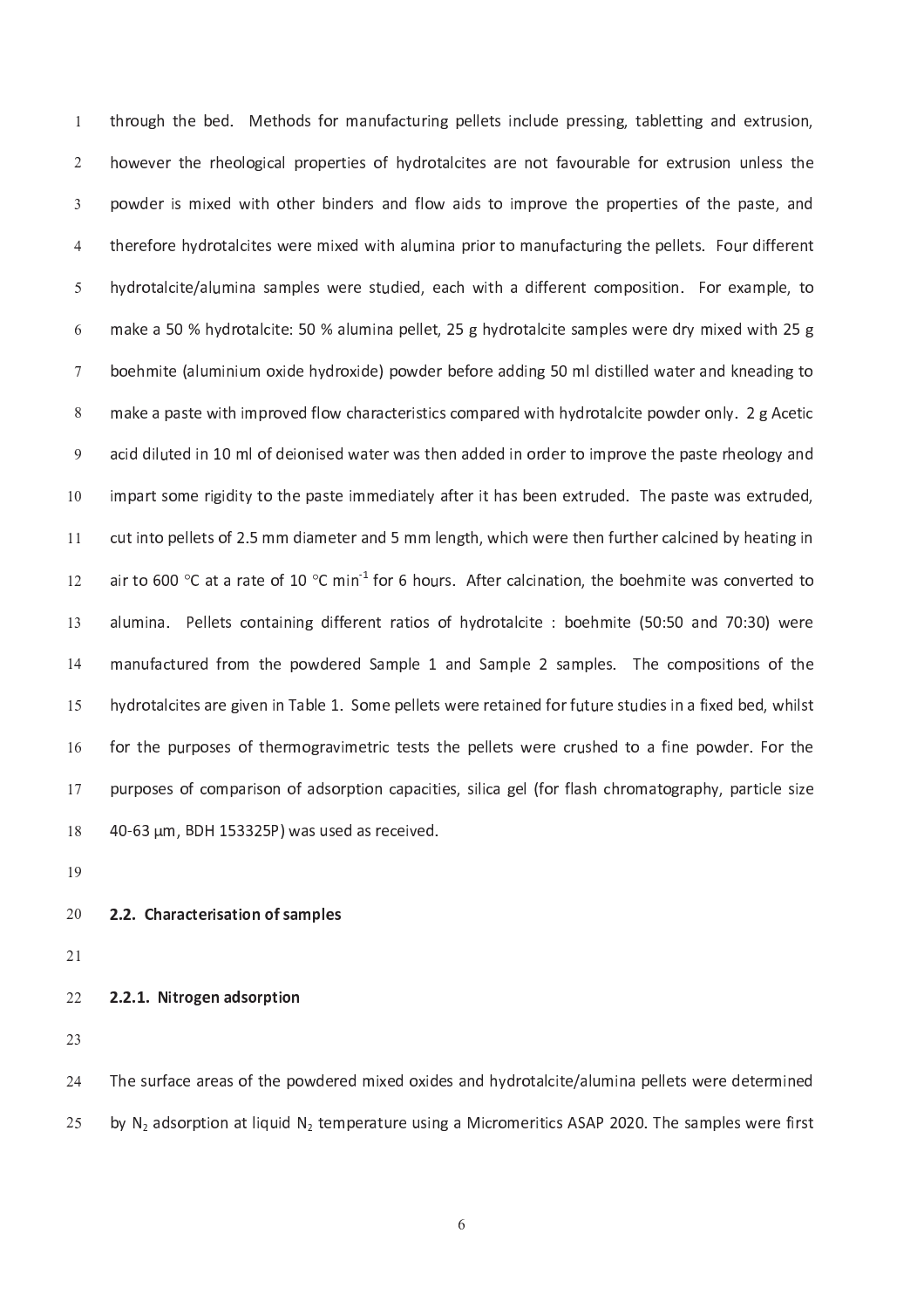through the bed. Methods for manufacturing pellets include pressing, tabletting and extrusion, however the rheological properties of hydrotalcites are not favourable for extrusion unless the powder is mixed with other binders and flow aids to improve the properties of the paste, and therefore hydrotalcites were mixed with alumina prior to manufacturing the pellets. Four different hydrotalcite/alumina samples were studied, each with a different composition. For example, to make a 50 % hydrotalcite: 50 % alumina pellet, 25 g hydrotalcite samples were dry mixed with 25 g boehmite (aluminium oxide hydroxide) powder before adding 50 ml distilled water and kneading to make a paste with improved flow characteristics compared with hydrotalcite powder only. 2 g Acetic acid diluted in 10 ml of deionised water was then added in order to improve the paste rheology and impart some rigidity to the paste immediately after it has been extruded. The paste was extruded, cut into pellets of 2.5 mm diameter and 5 mm length, which were then further calcined by heating in air to 600 °C at a rate of 10 °C min$^{-1}$ for 6 hours. After calcination, the boehmite was converted to alumina. Pellets containing different ratios of hydrotalcite : boehmite (50:50 and 70:30) were manufactured from the powdered Sample 1 and Sample 2 samples. The compositions of the hydrotalcites are given in Table 1. Some pellets were retained for future studies in a fixed bed, whilst for the purposes of thermogravimetric tests the pellets were crushed to a fine powder. For the purposes of comparison of adsorption capacities, silica gel (for flash chromatography, particle size 40-63 μm, BDH 153325P) was used as received.

## 2.2. Characterisation of samples

### 2.2.1. Nitrogen adsorption

The surface areas of the powdered mixed oxides and hydrotalcite/alumina pellets were determined by $N_2$ adsorption at liquid $N_2$ temperature using a Micromeritics ASAP 2020. The samples were first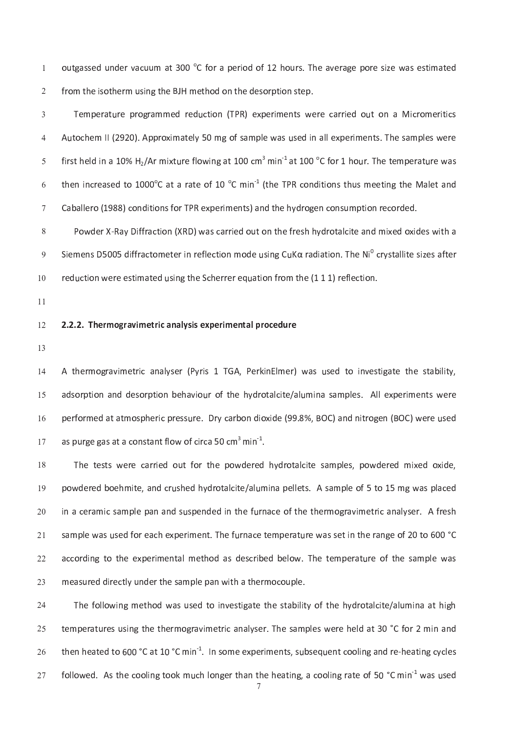outgassed under vacuum at 300 °C for a period of 12 hours. The average pore size was estimated from the isotherm using the BJH method on the desorption step.

Temperature programmed reduction (TPR) experiments were carried out on a Micromeritics Autochem II (2920). Approximately 50 mg of sample was used in all experiments. The samples were first held in a 10% $H_2$/Ar mixture flowing at 100 $cm^3$ $min^{-1}$ at 100 °C for 1 hour. The temperature was then increased to 1000°C at a rate of 10 °C $min^{-1}$ (the TPR conditions thus meeting the Malet and Caballero (1988) conditions for TPR experiments) and the hydrogen consumption recorded.

Powder X-Ray Diffraction (XRD) was carried out on the fresh hydrotalcite and mixed oxides with a Siemens D5005 diffractometer in reflection mode using CuKα radiation. The $Ni^0$ crystallite sizes after reduction were estimated using the Scherrer equation from the (1 1 1) reflection.

### 2.2.2. Thermogravimetric analysis experimental procedure

A thermogravimetric analyser (Pyris 1 TGA, PerkinElmer) was used to investigate the stability, adsorption and desorption behaviour of the hydrotalcite/alumina samples. All experiments were performed at atmospheric pressure. Dry carbon dioxide (99.8%, BOC) and nitrogen (BOC) were used as purge gas at a constant flow of circa 50 $cm^3$ $min^{-1}$.

The tests were carried out for the powdered hydrotalcite samples, powdered mixed oxide, powdered boehmite, and crushed hydrotalcite/alumina pellets. A sample of 5 to 15 mg was placed in a ceramic sample pan and suspended in the furnace of the thermogravimetric analyser. A fresh sample was used for each experiment. The furnace temperature was set in the range of 20 to 600 °C according to the experimental method as described below. The temperature of the sample was measured directly under the sample pan with a thermocouple.

The following method was used to investigate the stability of the hydrotalcite/alumina at high temperatures using the thermogravimetric analyser. The samples were held at 30 °C for 2 min and then heated to 600 °C at 10 °C $min^{-1}$. In some experiments, subsequent cooling and re-heating cycles followed. As the cooling took much longer than the heating, a cooling rate of 50 °C $min^{-1}$ was used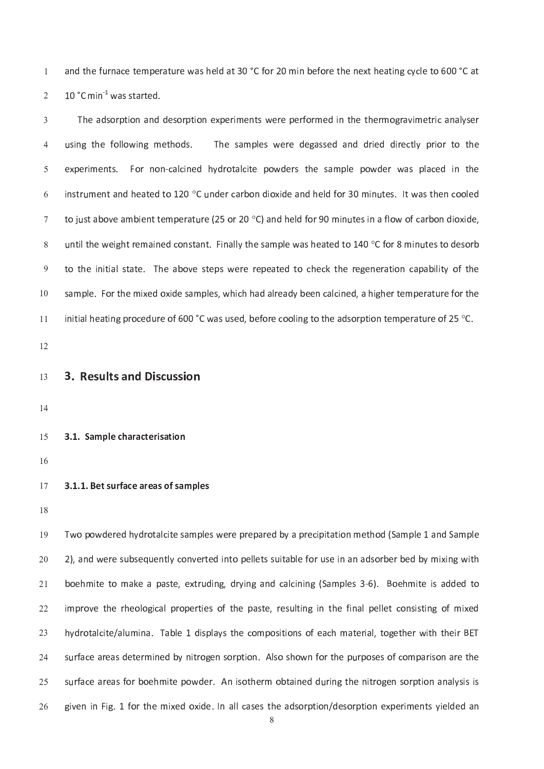and the furnace temperature was held at 30 °C for 20 min before the next heating cycle to 600 °C at 10 °C min$^{-1}$ was started.

The adsorption and desorption experiments were performed in the thermogravimetric analyser using the following methods. The samples were degassed and dried directly prior to the experiments. For non-calcined hydrotalcite powders the sample powder was placed in the instrument and heated to 120 °C under carbon dioxide and held for 30 minutes. It was then cooled to just above ambient temperature (25 or 20 °C) and held for 90 minutes in a flow of carbon dioxide, until the weight remained constant. Finally the sample was heated to 140 °C for 8 minutes to desorb to the initial state. The above steps were repeated to check the regeneration capability of the sample. For the mixed oxide samples, which had already been calcined, a higher temperature for the initial heating procedure of 600 °C was used, before cooling to the adsorption temperature of 25 °C.

# 3. Results and Discussion

## 3.1. Sample characterisation

### 3.1.1. Bet surface areas of samples

Two powdered hydrotalcite samples were prepared by a precipitation method (Sample 1 and Sample 2), and were subsequently converted into pellets suitable for use in an adsorber bed by mixing with boehmite to make a paste, extruding, drying and calcining (Samples 3-6). Boehmite is added to improve the rheological properties of the paste, resulting in the final pellet consisting of mixed hydrotalcite/alumina. Table 1 displays the compositions of each material, together with their BET surface areas determined by nitrogen sorption. Also shown for the purposes of comparison are the surface areas for boehmite powder. An isotherm obtained during the nitrogen sorption analysis is given in Fig. 1 for the mixed oxide. In all cases the adsorption/desorption experiments yielded an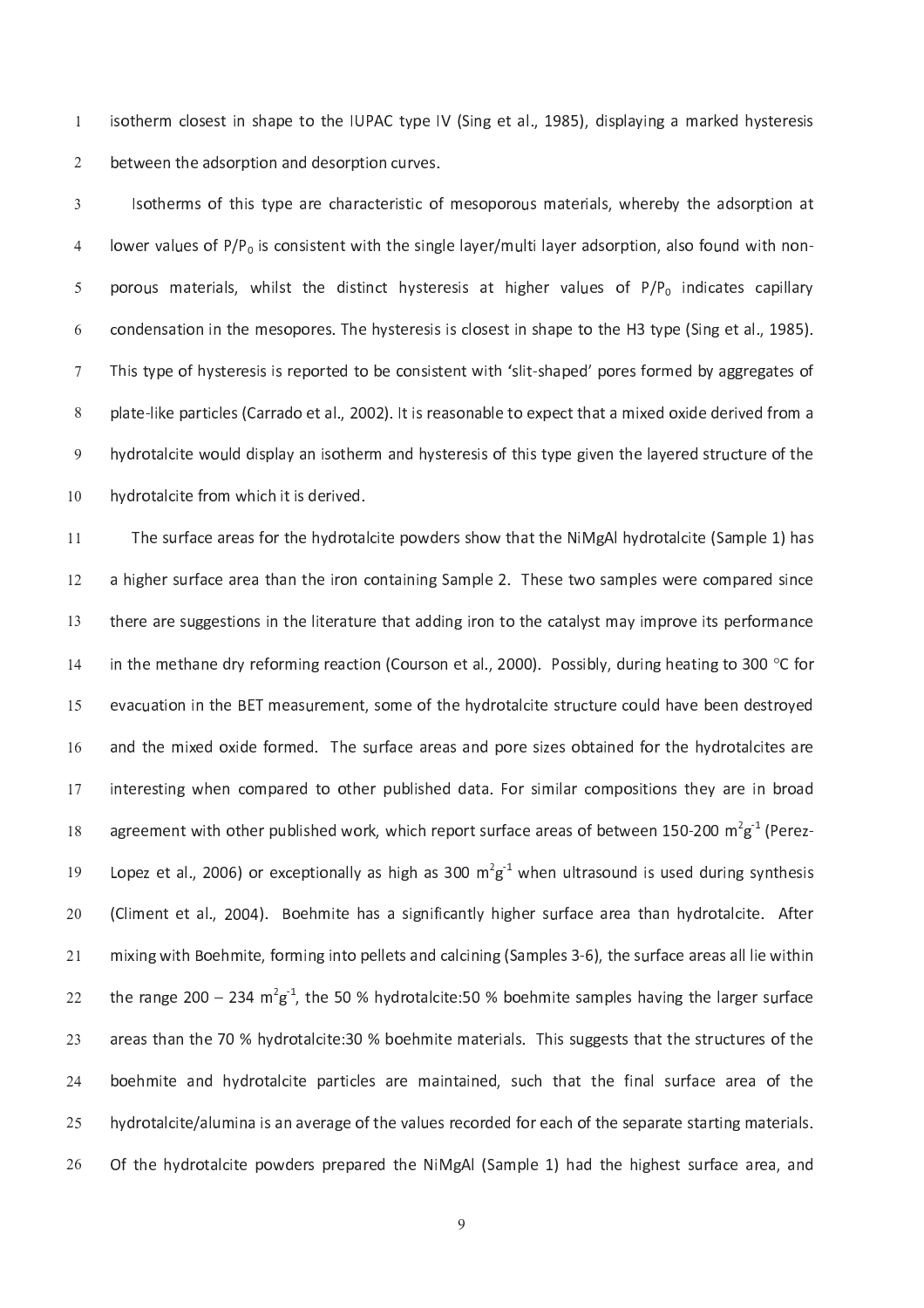isotherm closest in shape to the IUPAC type IV (Sing et al., 1985), displaying a marked hysteresis between the adsorption and desorption curves.

Isotherms of this type are characteristic of mesoporous materials, whereby the adsorption at lower values of $P/P_0$ is consistent with the single layer/multi layer adsorption, also found with non-porous materials, whilst the distinct hysteresis at higher values of $P/P_0$ indicates capillary condensation in the mesopores. The hysteresis is closest in shape to the H3 type (Sing et al., 1985). This type of hysteresis is reported to be consistent with 'slit-shaped' pores formed by aggregates of plate-like particles (Carrado et al., 2002). It is reasonable to expect that a mixed oxide derived from a hydrotalcite would display an isotherm and hysteresis of this type given the layered structure of the hydrotalcite from which it is derived.

The surface areas for the hydrotalcite powders show that the NiMgAl hydrotalcite (Sample 1) has a higher surface area than the iron containing Sample 2. These two samples were compared since there are suggestions in the literature that adding iron to the catalyst may improve its performance in the methane dry reforming reaction (Courson et al., 2000). Possibly, during heating to 300 °C for evacuation in the BET measurement, some of the hydrotalcite structure could have been destroyed and the mixed oxide formed. The surface areas and pore sizes obtained for the hydrotalcites are interesting when compared to other published data. For similar compositions they are in broad agreement with other published work, which report surface areas of between 150-200 $m^2g^{-1}$ (Perez-Lopez et al., 2006) or exceptionally as high as 300 $m^2g^{-1}$ when ultrasound is used during synthesis (Climent et al., 2004). Boehmite has a significantly higher surface area than hydrotalcite. After mixing with Boehmite, forming into pellets and calcining (Samples 3-6), the surface areas all lie within the range 200 – 234 $m^2g^{-1}$, the 50 % hydrotalcite:50 % boehmite samples having the larger surface areas than the 70 % hydrotalcite:30 % boehmite materials. This suggests that the structures of the boehmite and hydrotalcite particles are maintained, such that the final surface area of the hydrotalcite/alumina is an average of the values recorded for each of the separate starting materials. Of the hydrotalcite powders prepared the NiMgAl (Sample 1) had the highest surface area, and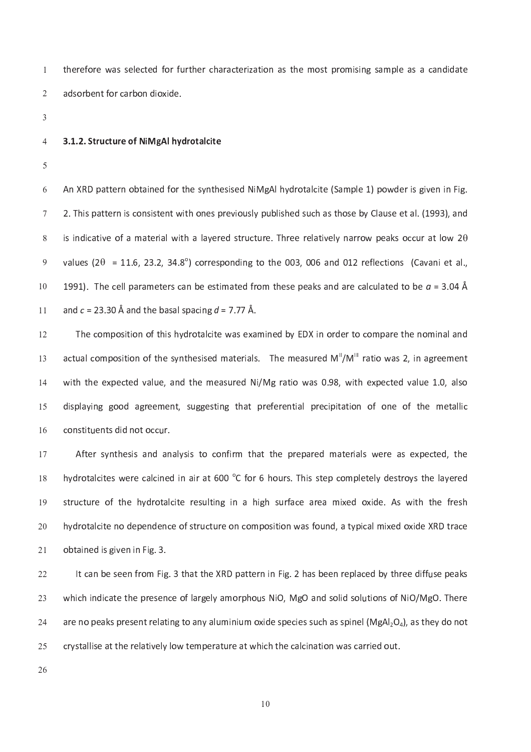therefore was selected for further characterization as the most promising sample as a candidate adsorbent for carbon dioxide.

### 3.1.2. Structure of NiMgAl hydrotalcite

An XRD pattern obtained for the synthesised NiMgAl hydrotalcite (Sample 1) powder is given in Fig. 2. This pattern is consistent with ones previously published such as those by Clause et al. (1993), and is indicative of a material with a layered structure. Three relatively narrow peaks occur at low $2\theta$ values ($2\theta$ = 11.6, 23.2, 34.8°) corresponding to the 003, 006 and 012 reflections (Cavani et al., 1991). The cell parameters can be estimated from these peaks and are calculated to be $a$ = 3.04 Å and $c$ = 23.30 Å and the basal spacing $d$ = 7.77 Å.

The composition of this hydrotalcite was examined by EDX in order to compare the nominal and actual composition of the synthesised materials. The measured $M^{II}/M^{III}$ ratio was 2, in agreement with the expected value, and the measured Ni/Mg ratio was 0.98, with expected value 1.0, also displaying good agreement, suggesting that preferential precipitation of one of the metallic constituents did not occur.

After synthesis and analysis to confirm that the prepared materials were as expected, the hydrotalcites were calcined in air at 600 °C for 6 hours. This step completely destroys the layered structure of the hydrotalcite resulting in a high surface area mixed oxide. As with the fresh hydrotalcite no dependence of structure on composition was found, a typical mixed oxide XRD trace obtained is given in Fig. 3.

It can be seen from Fig. 3 that the XRD pattern in Fig. 2 has been replaced by three diffuse peaks which indicate the presence of largely amorphous NiO, MgO and solid solutions of NiO/MgO. There are no peaks present relating to any aluminium oxide species such as spinel ($MgAl_2O_4$), as they do not crystallise at the relatively low temperature at which the calcination was carried out.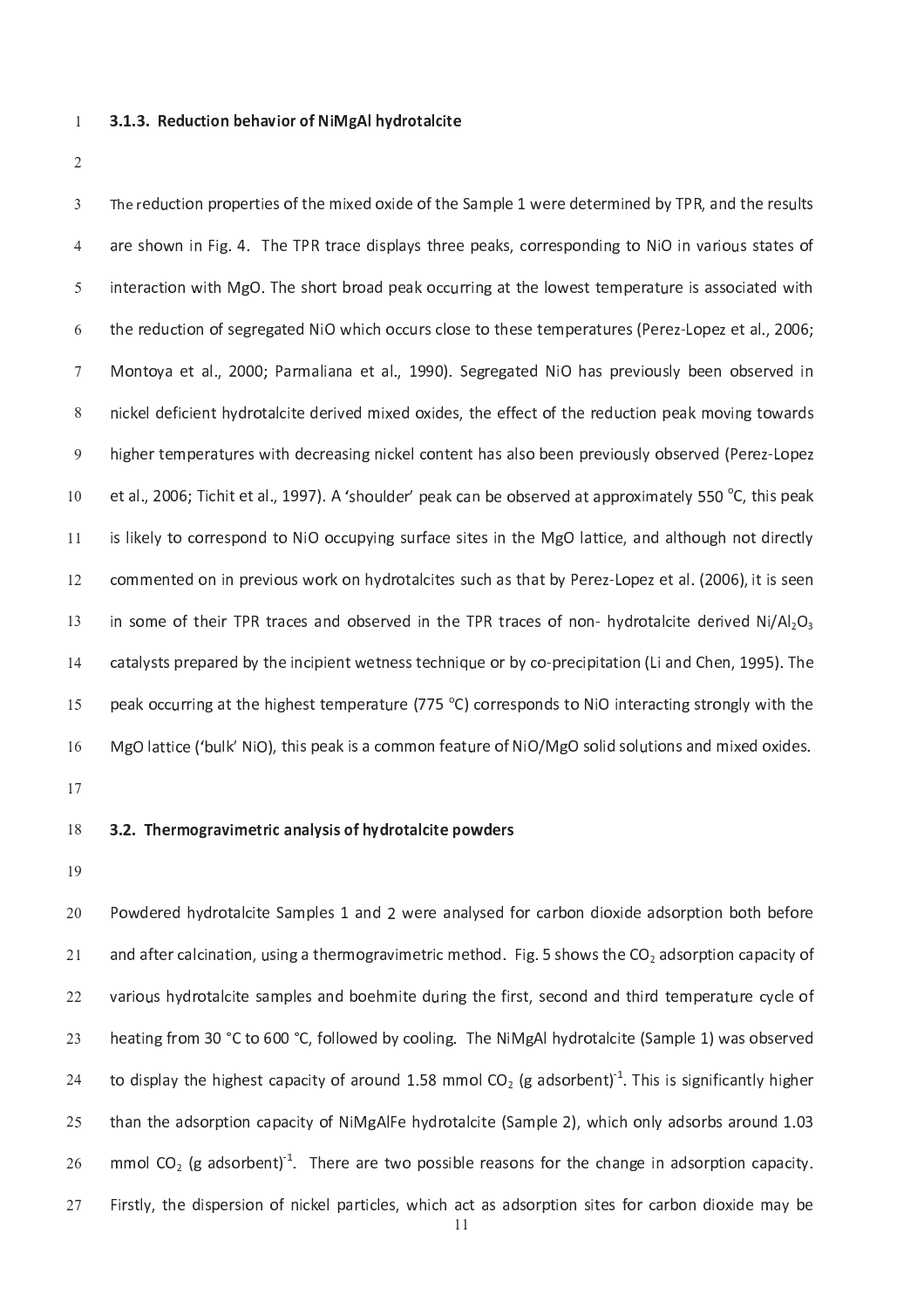### 3.1.3. Reduction behavior of NiMgAl hydrotalcite

The reduction properties of the mixed oxide of the Sample 1 were determined by TPR, and the results are shown in Fig. 4. The TPR trace displays three peaks, corresponding to NiO in various states of interaction with MgO. The short broad peak occurring at the lowest temperature is associated with the reduction of segregated NiO which occurs close to these temperatures (Perez-Lopez et al., 2006; Montoya et al., 2000; Parmaliana et al., 1990). Segregated NiO has previously been observed in nickel deficient hydrotalcite derived mixed oxides, the effect of the reduction peak moving towards higher temperatures with decreasing nickel content has also been previously observed (Perez-Lopez et al., 2006; Tichit et al., 1997). A 'shoulder' peak can be observed at approximately 550 °C, this peak is likely to correspond to NiO occupying surface sites in the MgO lattice, and although not directly commented on in previous work on hydrotalcites such as that by Perez-Lopez et al. (2006), it is seen in some of their TPR traces and observed in the TPR traces of non- hydrotalcite derived Ni/$Al_2O_3$ catalysts prepared by the incipient wetness technique or by co-precipitation (Li and Chen, 1995). The peak occurring at the highest temperature (775 °C) corresponds to NiO interacting strongly with the MgO lattice ('bulk' NiO), this peak is a common feature of NiO/MgO solid solutions and mixed oxides.

## 3.2. Thermogravimetric analysis of hydrotalcite powders

Powdered hydrotalcite Samples 1 and 2 were analysed for carbon dioxide adsorption both before and after calcination, using a thermogravimetric method. Fig. 5 shows the $CO_2$ adsorption capacity of various hydrotalcite samples and boehmite during the first, second and third temperature cycle of heating from 30 °C to 600 °C, followed by cooling. The NiMgAl hydrotalcite (Sample 1) was observed to display the highest capacity of around 1.58 mmol $CO_2$ (g adsorbent)$^{-1}$. This is significantly higher than the adsorption capacity of NiMgAlFe hydrotalcite (Sample 2), which only adsorbs around 1.03 mmol $CO_2$ (g adsorbent)$^{-1}$. There are two possible reasons for the change in adsorption capacity. Firstly, the dispersion of nickel particles, which act as adsorption sites for carbon dioxide may be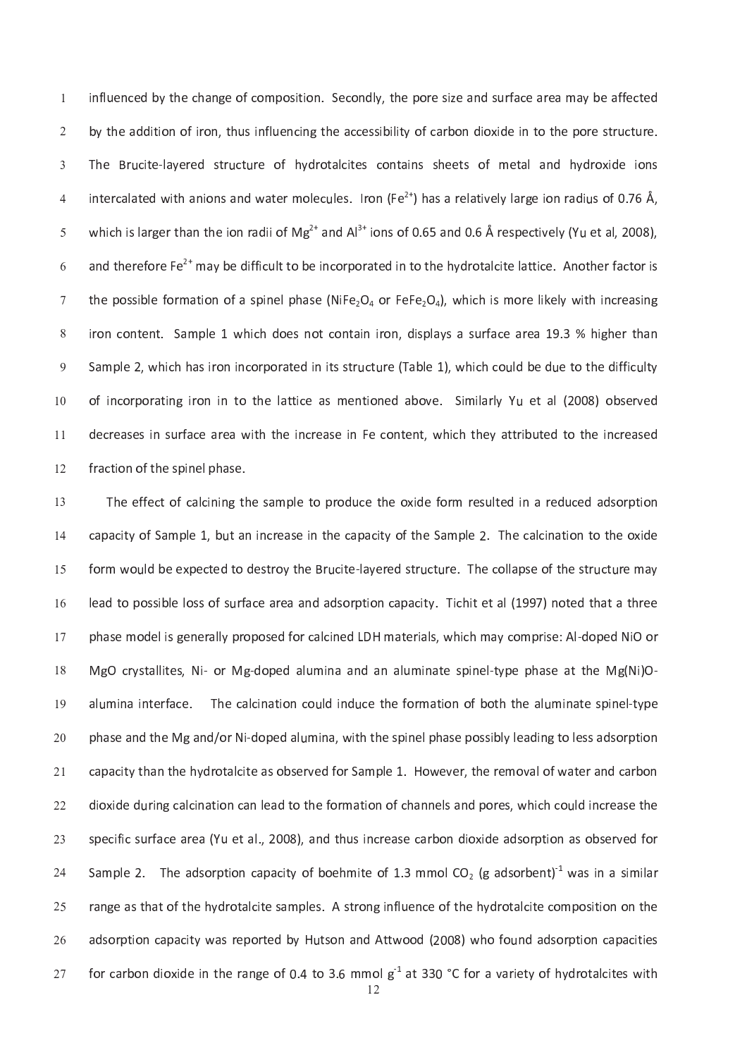influenced by the change of composition. Secondly, the pore size and surface area may be affected by the addition of iron, thus influencing the accessibility of carbon dioxide in to the pore structure. The Brucite-layered structure of hydrotalcites contains sheets of metal and hydroxide ions intercalated with anions and water molecules. Iron ($Fe^{2+}$) has a relatively large ion radius of 0.76 Å, which is larger than the ion radii of $Mg^{2+}$ and $Al^{3+}$ ions of 0.65 and 0.6 Å respectively (Yu et al, 2008), and therefore $Fe^{2+}$ may be difficult to be incorporated in to the hydrotalcite lattice. Another factor is the possible formation of a spinel phase ($NiFe_2O_4$ or $FeFe_2O_4$), which is more likely with increasing iron content. Sample 1 which does not contain iron, displays a surface area 19.3 % higher than Sample 2, which has iron incorporated in its structure (Table 1), which could be due to the difficulty of incorporating iron in to the lattice as mentioned above. Similarly Yu et al (2008) observed decreases in surface area with the increase in Fe content, which they attributed to the increased fraction of the spinel phase.

The effect of calcining the sample to produce the oxide form resulted in a reduced adsorption capacity of Sample 1, but an increase in the capacity of the Sample 2. The calcination to the oxide form would be expected to destroy the Brucite-layered structure. The collapse of the structure may lead to possible loss of surface area and adsorption capacity. Tichit et al (1997) noted that a three phase model is generally proposed for calcined LDH materials, which may comprise: Al-doped NiO or MgO crystallites, Ni- or Mg-doped alumina and an aluminate spinel-type phase at the Mg(Ni)O-alumina interface. The calcination could induce the formation of both the aluminate spinel-type phase and the Mg and/or Ni-doped alumina, with the spinel phase possibly leading to less adsorption capacity than the hydrotalcite as observed for Sample 1. However, the removal of water and carbon dioxide during calcination can lead to the formation of channels and pores, which could increase the specific surface area (Yu et al., 2008), and thus increase carbon dioxide adsorption as observed for Sample 2. The adsorption capacity of boehmite of 1.3 mmol $CO_2$ (g adsorbent)$^{-1}$ was in a similar range as that of the hydrotalcite samples. A strong influence of the hydrotalcite composition on the adsorption capacity was reported by Hutson and Attwood (2008) who found adsorption capacities for carbon dioxide in the range of 0.4 to 3.6 mmol $g^{-1}$ at 330 °C for a variety of hydrotalcites with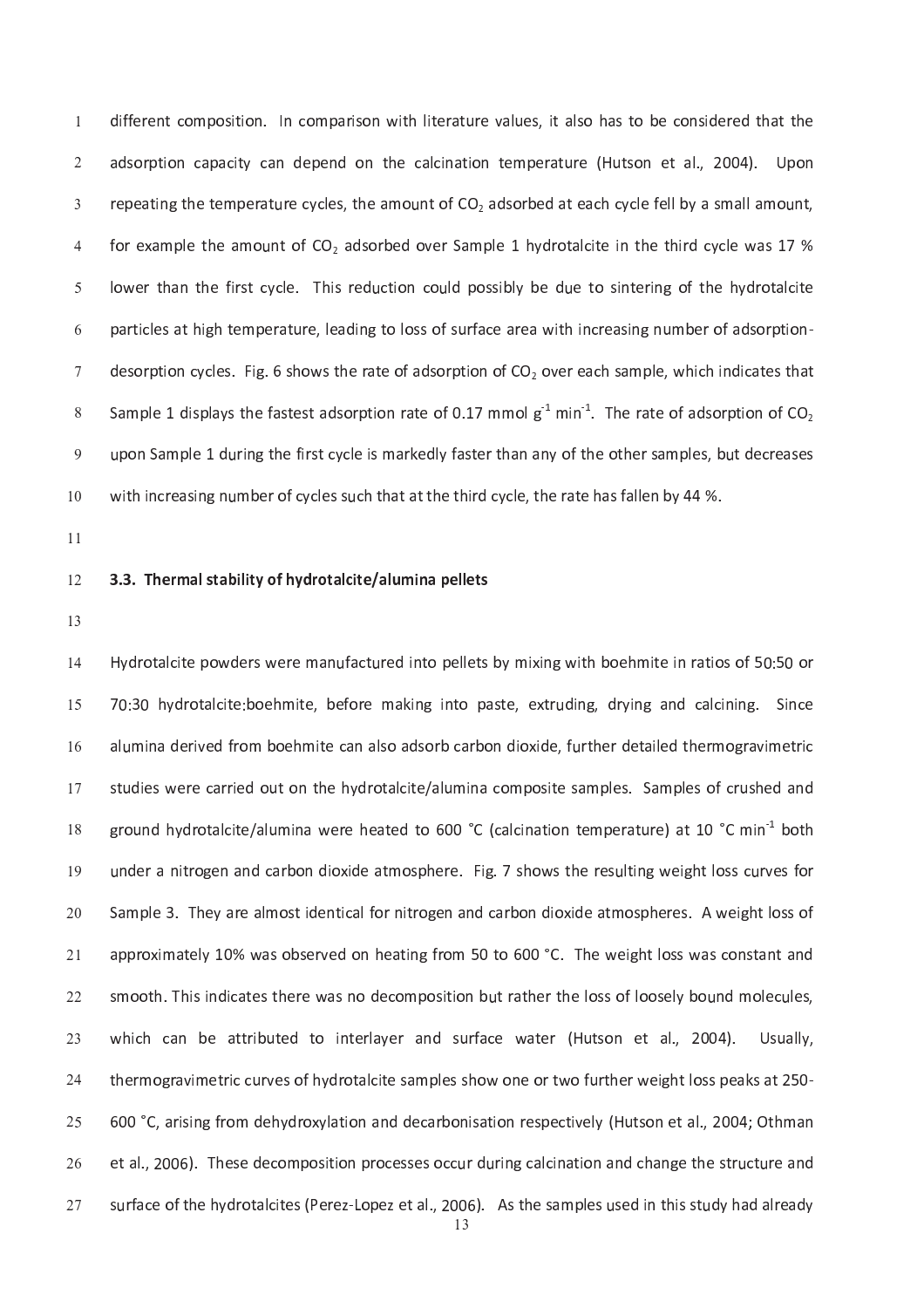different composition. In comparison with literature values, it also has to be considered that the adsorption capacity can depend on the calcination temperature (Hutson et al., 2004). Upon repeating the temperature cycles, the amount of $CO_2$ adsorbed at each cycle fell by a small amount, for example the amount of $CO_2$ adsorbed over Sample 1 hydrotalcite in the third cycle was 17 % lower than the first cycle. This reduction could possibly be due to sintering of the hydrotalcite particles at high temperature, leading to loss of surface area with increasing number of adsorption-desorption cycles. Fig. 6 shows the rate of adsorption of $CO_2$ over each sample, which indicates that Sample 1 displays the fastest adsorption rate of 0.17 mmol $g^{-1}$ $min^{-1}$. The rate of adsorption of $CO_2$ upon Sample 1 during the first cycle is markedly faster than any of the other samples, but decreases with increasing number of cycles such that at the third cycle, the rate has fallen by 44 %.

### 3.3. Thermal stability of hydrotalcite/alumina pellets

Hydrotalcite powders were manufactured into pellets by mixing with boehmite in ratios of 50:50 or 70:30 hydrotalcite:boehmite, before making into paste, extruding, drying and calcining. Since alumina derived from boehmite can also adsorb carbon dioxide, further detailed thermogravimetric studies were carried out on the hydrotalcite/alumina composite samples. Samples of crushed and ground hydrotalcite/alumina were heated to 600 °C (calcination temperature) at 10 °C $min^{-1}$ both under a nitrogen and carbon dioxide atmosphere. Fig. 7 shows the resulting weight loss curves for Sample 3. They are almost identical for nitrogen and carbon dioxide atmospheres. A weight loss of approximately 10% was observed on heating from 50 to 600 °C. The weight loss was constant and smooth. This indicates there was no decomposition but rather the loss of loosely bound molecules, which can be attributed to interlayer and surface water (Hutson et al., 2004). Usually, thermogravimetric curves of hydrotalcite samples show one or two further weight loss peaks at 250-600 °C, arising from dehydroxylation and decarbonisation respectively (Hutson et al., 2004; Othman et al., 2006). These decomposition processes occur during calcination and change the structure and surface of the hydrotalcites (Perez-Lopez et al., 2006). As the samples used in this study had already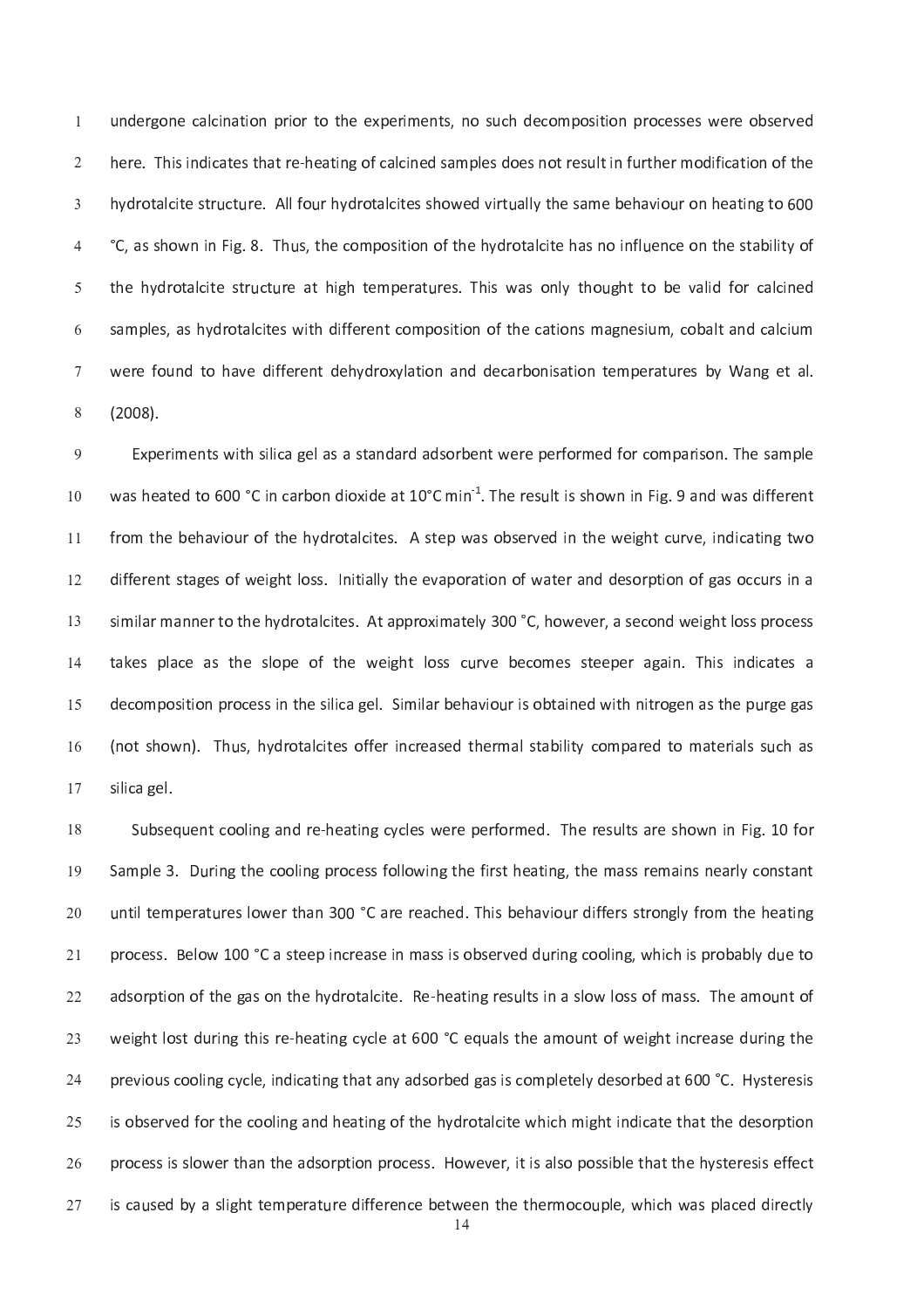undergone calcination prior to the experiments, no such decomposition processes were observed here. This indicates that re-heating of calcined samples does not result in further modification of the hydrotalcite structure. All four hydrotalcites showed virtually the same behaviour on heating to 600 °C, as shown in Fig. 8. Thus, the composition of the hydrotalcite has no influence on the stability of the hydrotalcite structure at high temperatures. This was only thought to be valid for calcined samples, as hydrotalcites with different composition of the cations magnesium, cobalt and calcium were found to have different dehydroxylation and decarbonisation temperatures by Wang et al. (2008).

Experiments with silica gel as a standard adsorbent were performed for comparison. The sample was heated to 600 °C in carbon dioxide at 10°C min$^{-1}$. The result is shown in Fig. 9 and was different from the behaviour of the hydrotalcites. A step was observed in the weight curve, indicating two different stages of weight loss. Initially the evaporation of water and desorption of gas occurs in a similar manner to the hydrotalcites. At approximately 300 °C, however, a second weight loss process takes place as the slope of the weight loss curve becomes steeper again. This indicates a decomposition process in the silica gel. Similar behaviour is obtained with nitrogen as the purge gas (not shown). Thus, hydrotalcites offer increased thermal stability compared to materials such as silica gel.

Subsequent cooling and re-heating cycles were performed. The results are shown in Fig. 10 for Sample 3. During the cooling process following the first heating, the mass remains nearly constant until temperatures lower than 300 °C are reached. This behaviour differs strongly from the heating process. Below 100 °C a steep increase in mass is observed during cooling, which is probably due to adsorption of the gas on the hydrotalcite. Re-heating results in a slow loss of mass. The amount of weight lost during this re-heating cycle at 600 °C equals the amount of weight increase during the previous cooling cycle, indicating that any adsorbed gas is completely desorbed at 600 °C. Hysteresis is observed for the cooling and heating of the hydrotalcite which might indicate that the desorption process is slower than the adsorption process. However, it is also possible that the hysteresis effect is caused by a slight temperature difference between the thermocouple, which was placed directly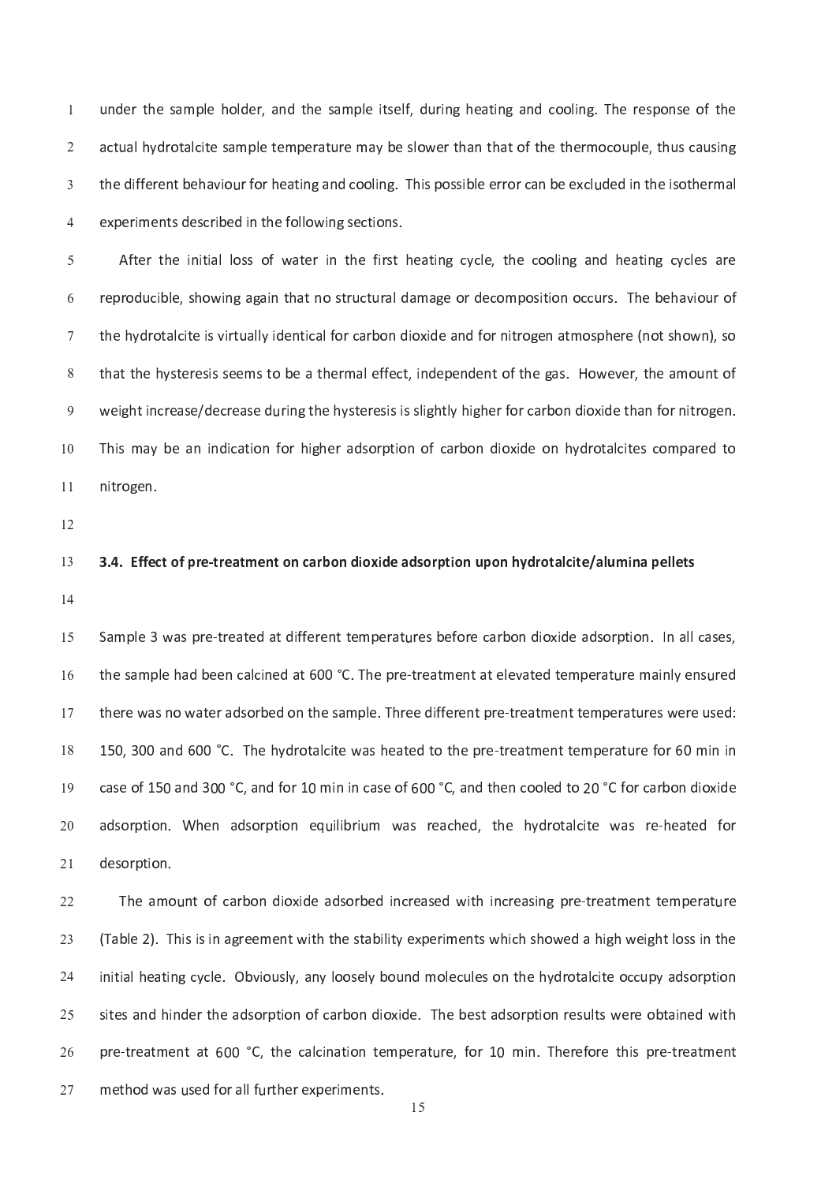under the sample holder, and the sample itself, during heating and cooling. The response of the actual hydrotalcite sample temperature may be slower than that of the thermocouple, thus causing the different behaviour for heating and cooling. This possible error can be excluded in the isothermal experiments described in the following sections.

After the initial loss of water in the first heating cycle, the cooling and heating cycles are reproducible, showing again that no structural damage or decomposition occurs. The behaviour of the hydrotalcite is virtually identical for carbon dioxide and for nitrogen atmosphere (not shown), so that the hysteresis seems to be a thermal effect, independent of the gas. However, the amount of weight increase/decrease during the hysteresis is slightly higher for carbon dioxide than for nitrogen. This may be an indication for higher adsorption of carbon dioxide on hydrotalcites compared to nitrogen.

### 3.4. Effect of pre-treatment on carbon dioxide adsorption upon hydrotalcite/alumina pellets

Sample 3 was pre-treated at different temperatures before carbon dioxide adsorption. In all cases, the sample had been calcined at 600 °C. The pre-treatment at elevated temperature mainly ensured there was no water adsorbed on the sample. Three different pre-treatment temperatures were used: 150, 300 and 600 °C. The hydrotalcite was heated to the pre-treatment temperature for 60 min in case of 150 and 300 °C, and for 10 min in case of 600 °C, and then cooled to 20 °C for carbon dioxide adsorption. When adsorption equilibrium was reached, the hydrotalcite was re-heated for desorption.

The amount of carbon dioxide adsorbed increased with increasing pre-treatment temperature (Table 2). This is in agreement with the stability experiments which showed a high weight loss in the initial heating cycle. Obviously, any loosely bound molecules on the hydrotalcite occupy adsorption sites and hinder the adsorption of carbon dioxide. The best adsorption results were obtained with pre-treatment at 600 °C, the calcination temperature, for 10 min. Therefore this pre-treatment method was used for all further experiments.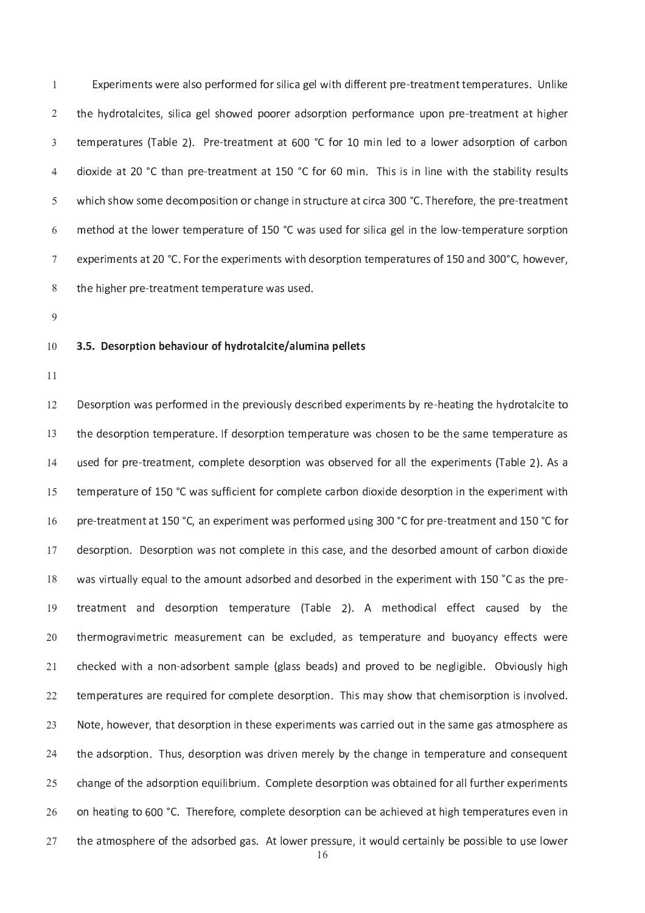Experiments were also performed for silica gel with different pre-treatment temperatures. Unlike the hydrotalcites, silica gel showed poorer adsorption performance upon pre-treatment at higher temperatures (Table 2). Pre-treatment at 600 °C for 10 min led to a lower adsorption of carbon dioxide at 20 °C than pre-treatment at 150 °C for 60 min. This is in line with the stability results which show some decomposition or change in structure at circa 300 °C. Therefore, the pre-treatment method at the lower temperature of 150 °C was used for silica gel in the low-temperature sorption experiments at 20 °C. For the experiments with desorption temperatures of 150 and 300°C, however, the higher pre-treatment temperature was used.

### 3.5. Desorption behaviour of hydrotalcite/alumina pellets

Desorption was performed in the previously described experiments by re-heating the hydrotalcite to the desorption temperature. If desorption temperature was chosen to be the same temperature as used for pre-treatment, complete desorption was observed for all the experiments (Table 2). As a temperature of 150 °C was sufficient for complete carbon dioxide desorption in the experiment with pre-treatment at 150 °C, an experiment was performed using 300 °C for pre-treatment and 150 °C for desorption. Desorption was not complete in this case, and the desorbed amount of carbon dioxide was virtually equal to the amount adsorbed and desorbed in the experiment with 150 °C as the pre-treatment and desorption temperature (Table 2). A methodical effect caused by the thermogravimetric measurement can be excluded, as temperature and buoyancy effects were checked with a non-adsorbent sample (glass beads) and proved to be negligible. Obviously high temperatures are required for complete desorption. This may show that chemisorption is involved. Note, however, that desorption in these experiments was carried out in the same gas atmosphere as the adsorption. Thus, desorption was driven merely by the change in temperature and consequent change of the adsorption equilibrium. Complete desorption was obtained for all further experiments on heating to 600 °C. Therefore, complete desorption can be achieved at high temperatures even in the atmosphere of the adsorbed gas. At lower pressure, it would certainly be possible to use lower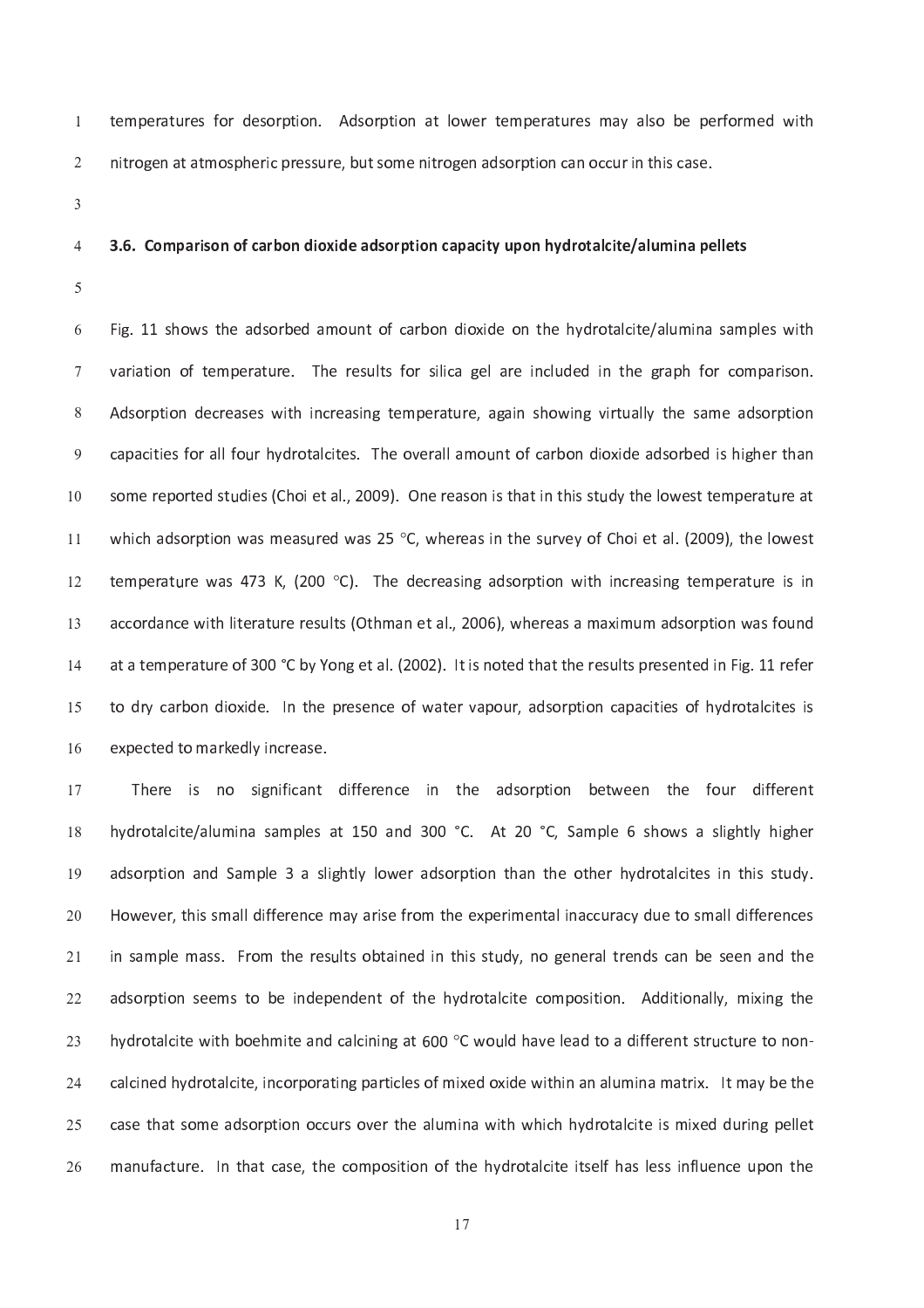temperatures for desorption. Adsorption at lower temperatures may also be performed with nitrogen at atmospheric pressure, but some nitrogen adsorption can occur in this case.

### 3.6. Comparison of carbon dioxide adsorption capacity upon hydrotalcite/alumina pellets

Fig. 11 shows the adsorbed amount of carbon dioxide on the hydrotalcite/alumina samples with variation of temperature. The results for silica gel are included in the graph for comparison. Adsorption decreases with increasing temperature, again showing virtually the same adsorption capacities for all four hydrotalcites. The overall amount of carbon dioxide adsorbed is higher than some reported studies (Choi et al., 2009). One reason is that in this study the lowest temperature at which adsorption was measured was 25 °C, whereas in the survey of Choi et al. (2009), the lowest temperature was 473 K, (200 °C). The decreasing adsorption with increasing temperature is in accordance with literature results (Othman et al., 2006), whereas a maximum adsorption was found at a temperature of 300 °C by Yong et al. (2002). It is noted that the results presented in Fig. 11 refer to dry carbon dioxide. In the presence of water vapour, adsorption capacities of hydrotalcites is expected to markedly increase.

There is no significant difference in the adsorption between the four different hydrotalcite/alumina samples at 150 and 300 °C. At 20 °C, Sample 6 shows a slightly higher adsorption and Sample 3 a slightly lower adsorption than the other hydrotalcites in this study. However, this small difference may arise from the experimental inaccuracy due to small differences in sample mass. From the results obtained in this study, no general trends can be seen and the adsorption seems to be independent of the hydrotalcite composition. Additionally, mixing the hydrotalcite with boehmite and calcining at 600 °C would have lead to a different structure to non-calcined hydrotalcite, incorporating particles of mixed oxide within an alumina matrix. It may be the case that some adsorption occurs over the alumina with which hydrotalcite is mixed during pellet manufacture. In that case, the composition of the hydrotalcite itself has less influence upon the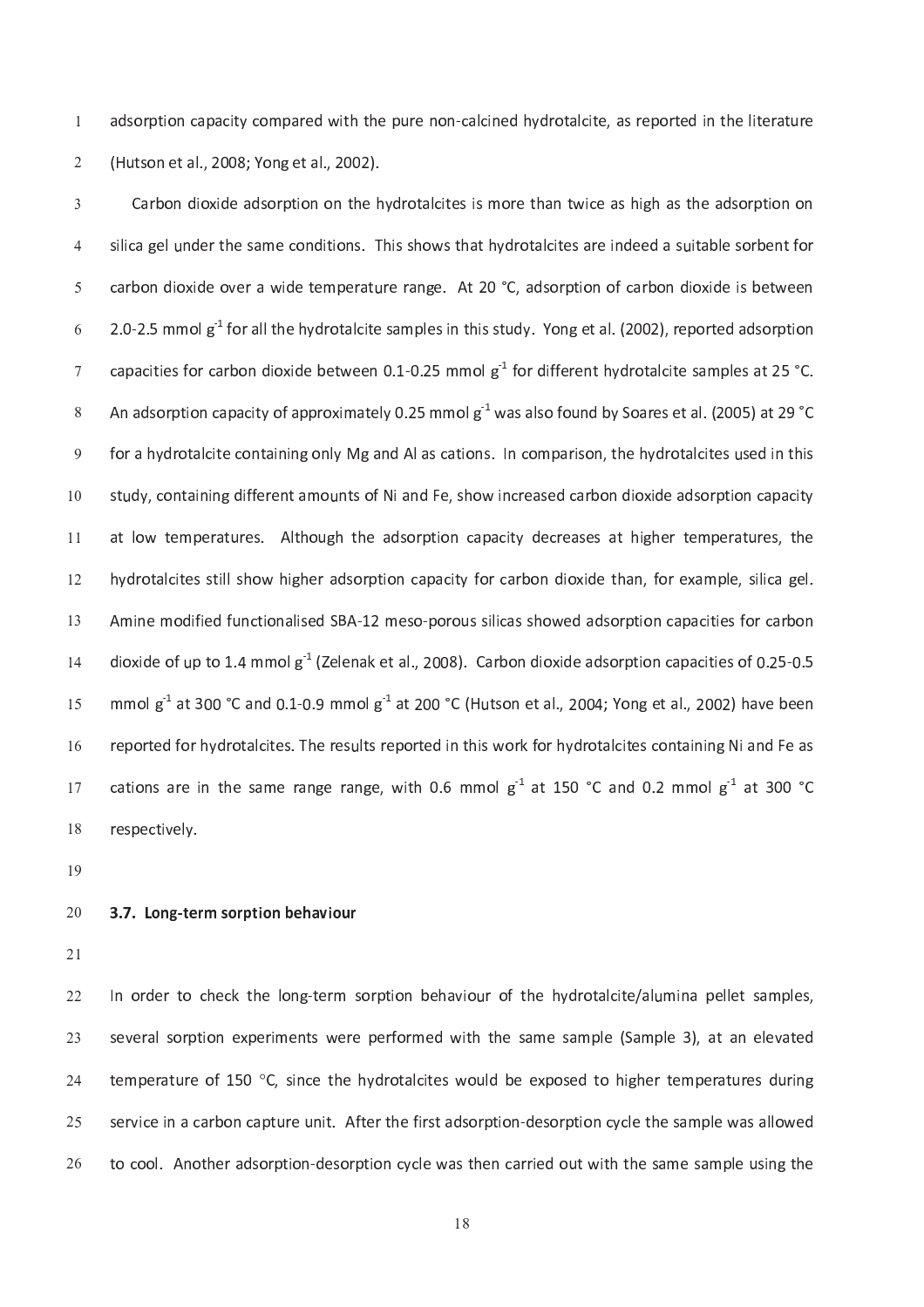adsorption capacity compared with the pure non-calcined hydrotalcite, as reported in the literature (Hutson et al., 2008; Yong et al., 2002).

Carbon dioxide adsorption on the hydrotalcites is more than twice as high as the adsorption on silica gel under the same conditions. This shows that hydrotalcites are indeed a suitable sorbent for carbon dioxide over a wide temperature range. At 20 °C, adsorption of carbon dioxide is between 2.0-2.5 mmol $g^{-1}$ for all the hydrotalcite samples in this study. Yong et al. (2002), reported adsorption capacities for carbon dioxide between 0.1-0.25 mmol $g^{-1}$ for different hydrotalcite samples at 25 °C. An adsorption capacity of approximately 0.25 mmol $g^{-1}$ was also found by Soares et al. (2005) at 29 °C for a hydrotalcite containing only Mg and Al as cations. In comparison, the hydrotalcites used in this study, containing different amounts of Ni and Fe, show increased carbon dioxide adsorption capacity at low temperatures. Although the adsorption capacity decreases at higher temperatures, the hydrotalcites still show higher adsorption capacity for carbon dioxide than, for example, silica gel. Amine modified functionalised SBA-12 meso-porous silicas showed adsorption capacities for carbon dioxide of up to 1.4 mmol $g^{-1}$ (Zelenak et al., 2008). Carbon dioxide adsorption capacities of 0.25-0.5 mmol $g^{-1}$ at 300 °C and 0.1-0.9 mmol $g^{-1}$ at 200 °C (Hutson et al., 2004; Yong et al., 2002) have been reported for hydrotalcites. The results reported in this work for hydrotalcites containing Ni and Fe as cations are in the same range range, with 0.6 mmol $g^{-1}$ at 150 °C and 0.2 mmol $g^{-1}$ at 300 °C respectively.

### 3.7. Long-term sorption behaviour

In order to check the long-term sorption behaviour of the hydrotalcite/alumina pellet samples, several sorption experiments were performed with the same sample (Sample 3), at an elevated temperature of 150 °C, since the hydrotalcites would be exposed to higher temperatures during service in a carbon capture unit. After the first adsorption-desorption cycle the sample was allowed to cool. Another adsorption-desorption cycle was then carried out with the same sample using the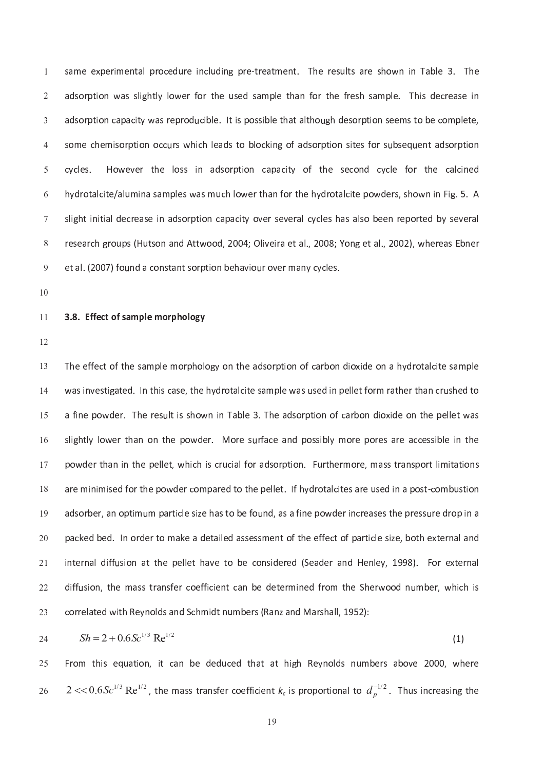same experimental procedure including pre-treatment. The results are shown in Table 3. The adsorption was slightly lower for the used sample than for the fresh sample. This decrease in adsorption capacity was reproducible. It is possible that although desorption seems to be complete, some chemisorption occurs which leads to blocking of adsorption sites for subsequent adsorption cycles. However the loss in adsorption capacity of the second cycle for the calcined hydrotalcite/alumina samples was much lower than for the hydrotalcite powders, shown in Fig. 5. A slight initial decrease in adsorption capacity over several cycles has also been reported by several research groups (Hutson and Attwood, 2004; Oliveira et al., 2008; Yong et al., 2002), whereas Ebner et al. (2007) found a constant sorption behaviour over many cycles.

### 3.8. Effect of sample morphology

The effect of the sample morphology on the adsorption of carbon dioxide on a hydrotalcite sample was investigated. In this case, the hydrotalcite sample was used in pellet form rather than crushed to a fine powder. The result is shown in Table 3. The adsorption of carbon dioxide on the pellet was slightly lower than on the powder. More surface and possibly more pores are accessible in the powder than in the pellet, which is crucial for adsorption. Furthermore, mass transport limitations are minimised for the powder compared to the pellet. If hydrotalcites are used in a post-combustion adsorber, an optimum particle size has to be found, as a fine powder increases the pressure drop in a packed bed. In order to make a detailed assessment of the effect of particle size, both external and internal diffusion at the pellet have to be considered (Seader and Henley, 1998). For external diffusion, the mass transfer coefficient can be determined from the Sherwood number, which is correlated with Reynolds and Schmidt numbers (Ranz and Marshall, 1952):

$$Sh = 2 + 0.6 Sc^{1/3}\,\mathrm{Re}^{1/2} \quad (1)$$

From this equation, it can be deduced that at high Reynolds numbers above 2000, where $2 << 0.6 Sc^{1/3}\,\mathrm{Re}^{1/2}$, the mass transfer coefficient $k_c$ is proportional to $d_p^{-1/2}$. Thus increasing the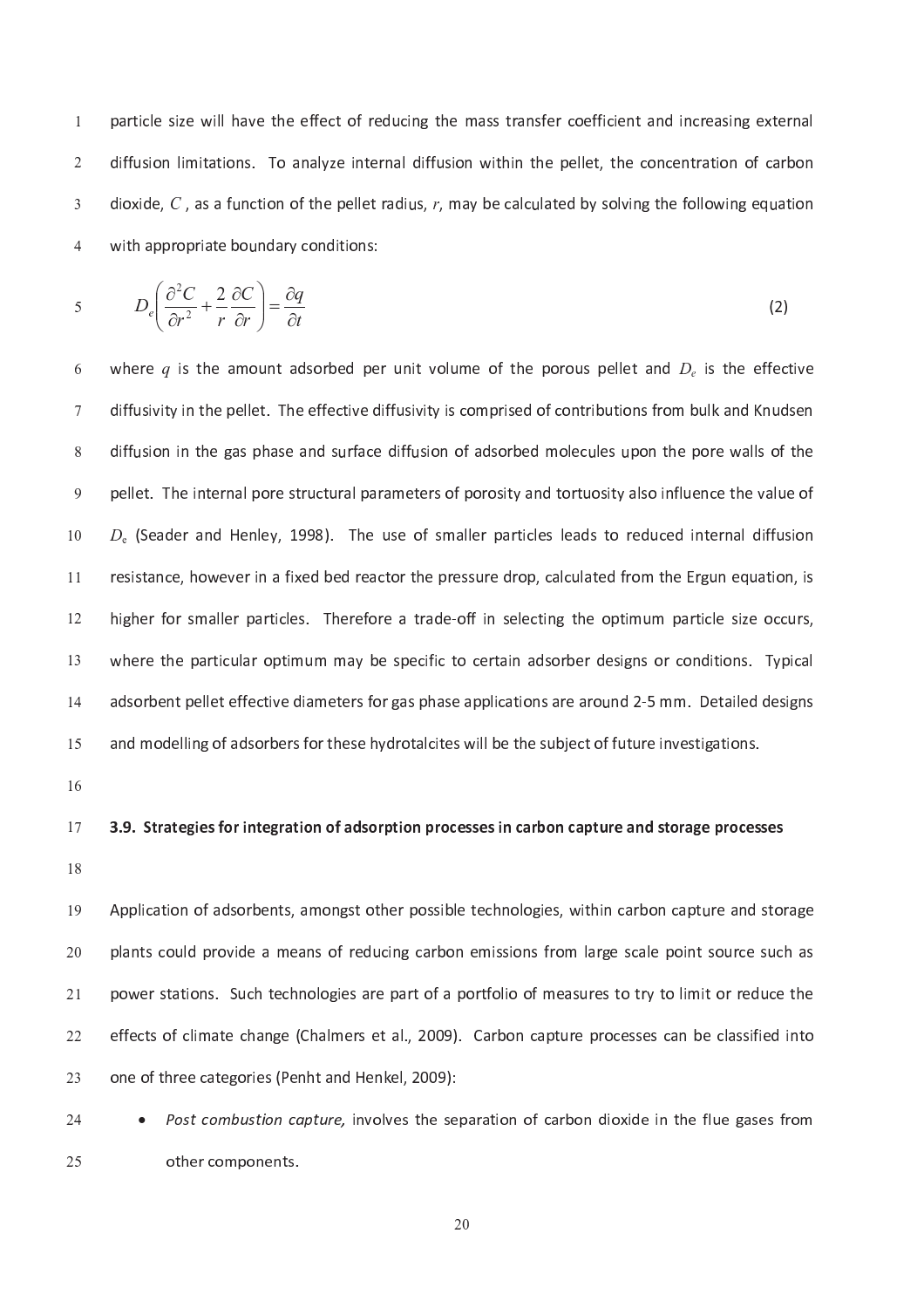particle size will have the effect of reducing the mass transfer coefficient and increasing external diffusion limitations. To analyze internal diffusion within the pellet, the concentration of carbon dioxide, $C$, as a function of the pellet radius, $r$, may be calculated by solving the following equation with appropriate boundary conditions:

$$D_e\left(\frac{\partial^2 C}{\partial r^2}+\frac{2}{r}\frac{\partial C}{\partial r}\right)=\frac{\partial q}{\partial t} \quad (2)$$

where $q$ is the amount adsorbed per unit volume of the porous pellet and $D_e$ is the effective diffusivity in the pellet. The effective diffusivity is comprised of contributions from bulk and Knudsen diffusion in the gas phase and surface diffusion of adsorbed molecules upon the pore walls of the pellet. The internal pore structural parameters of porosity and tortuosity also influence the value of $D_e$ (Seader and Henley, 1998). The use of smaller particles leads to reduced internal diffusion resistance, however in a fixed bed reactor the pressure drop, calculated from the Ergun equation, is higher for smaller particles. Therefore a trade-off in selecting the optimum particle size occurs, where the particular optimum may be specific to certain adsorber designs or conditions. Typical adsorbent pellet effective diameters for gas phase applications are around 2-5 mm. Detailed designs and modelling of adsorbers for these hydrotalcites will be the subject of future investigations.

### 3.9. Strategies for integration of adsorption processes in carbon capture and storage processes

Application of adsorbents, amongst other possible technologies, within carbon capture and storage plants could provide a means of reducing carbon emissions from large scale point source such as power stations. Such technologies are part of a portfolio of measures to try to limit or reduce the effects of climate change (Chalmers et al., 2009). Carbon capture processes can be classified into one of three categories (Penht and Henkel, 2009):

- *Post combustion capture,* involves the separation of carbon dioxide in the flue gases from other components.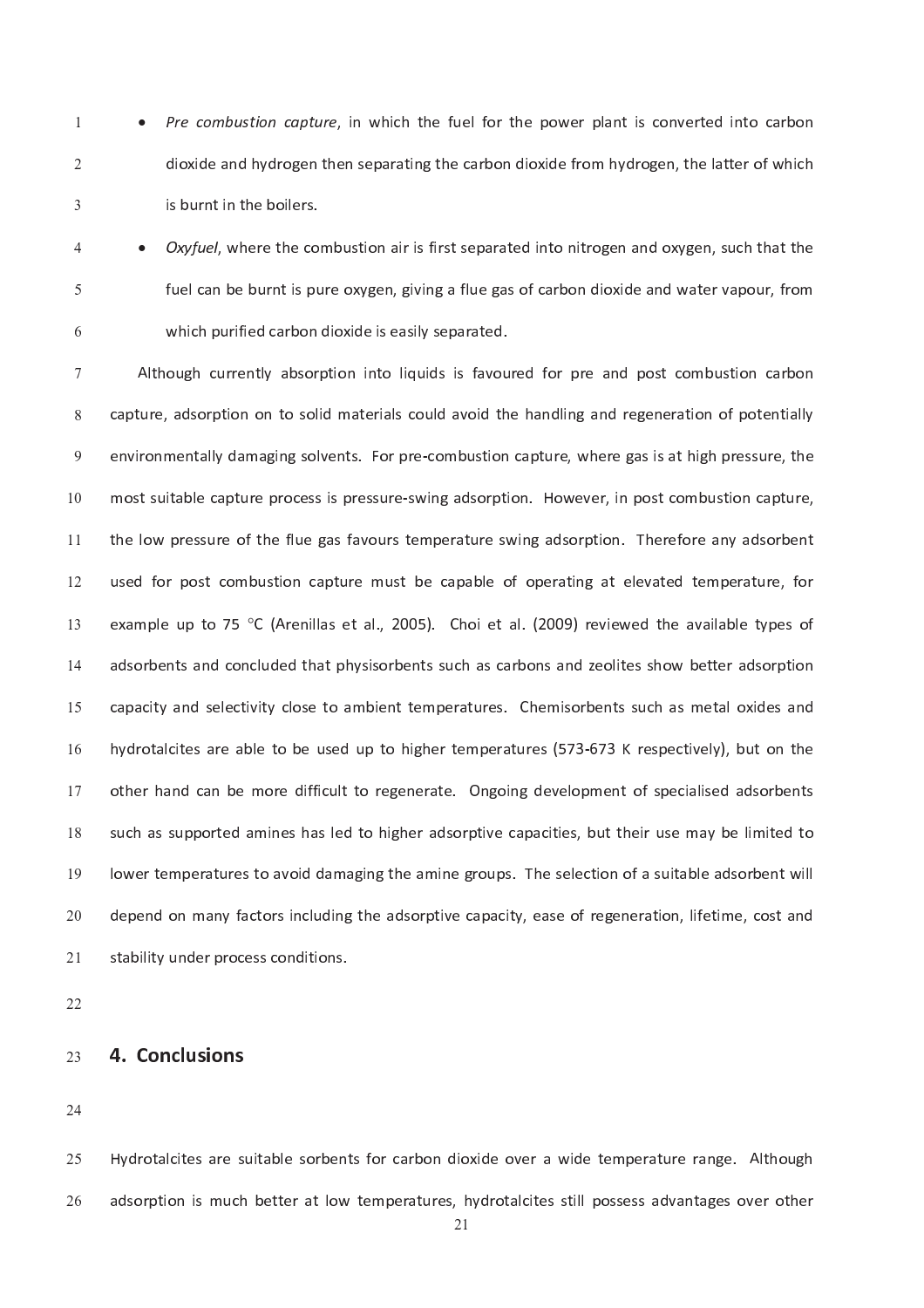- *Pre combustion capture*, in which the fuel for the power plant is converted into carbon dioxide and hydrogen then separating the carbon dioxide from hydrogen, the latter of which is burnt in the boilers.
- *Oxyfuel*, where the combustion air is first separated into nitrogen and oxygen, such that the fuel can be burnt is pure oxygen, giving a flue gas of carbon dioxide and water vapour, from which purified carbon dioxide is easily separated.

Although currently absorption into liquids is favoured for pre and post combustion carbon capture, adsorption on to solid materials could avoid the handling and regeneration of potentially environmentally damaging solvents. For pre-combustion capture, where gas is at high pressure, the most suitable capture process is pressure-swing adsorption. However, in post combustion capture, the low pressure of the flue gas favours temperature swing adsorption. Therefore any adsorbent used for post combustion capture must be capable of operating at elevated temperature, for example up to 75 °C (Arenillas et al., 2005). Choi et al. (2009) reviewed the available types of adsorbents and concluded that physisorbents such as carbons and zeolites show better adsorption capacity and selectivity close to ambient temperatures. Chemisorbents such as metal oxides and hydrotalcites are able to be used up to higher temperatures (573-673 K respectively), but on the other hand can be more difficult to regenerate. Ongoing development of specialised adsorbents such as supported amines has led to higher adsorptive capacities, but their use may be limited to lower temperatures to avoid damaging the amine groups. The selection of a suitable adsorbent will depend on many factors including the adsorptive capacity, ease of regeneration, lifetime, cost and stability under process conditions.

## 4. Conclusions

Hydrotalcites are suitable sorbents for carbon dioxide over a wide temperature range. Although adsorption is much better at low temperatures, hydrotalcites still possess advantages over other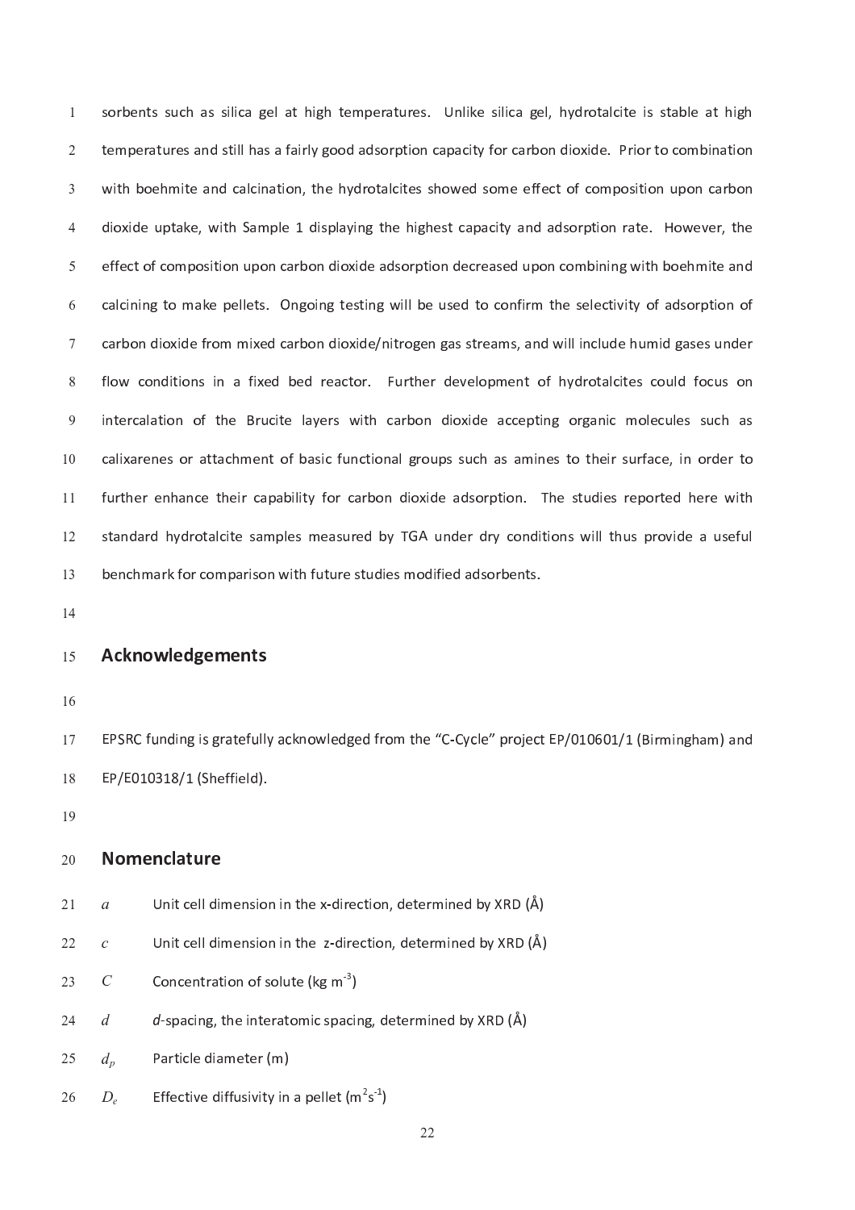sorbents such as silica gel at high temperatures. Unlike silica gel, hydrotalcite is stable at high temperatures and still has a fairly good adsorption capacity for carbon dioxide. Prior to combination with boehmite and calcination, the hydrotalcites showed some effect of composition upon carbon dioxide uptake, with Sample 1 displaying the highest capacity and adsorption rate. However, the effect of composition upon carbon dioxide adsorption decreased upon combining with boehmite and calcining to make pellets. Ongoing testing will be used to confirm the selectivity of adsorption of carbon dioxide from mixed carbon dioxide/nitrogen gas streams, and will include humid gases under flow conditions in a fixed bed reactor. Further development of hydrotalcites could focus on intercalation of the Brucite layers with carbon dioxide accepting organic molecules such as calixarenes or attachment of basic functional groups such as amines to their surface, in order to further enhance their capability for carbon dioxide adsorption. The studies reported here with standard hydrotalcite samples measured by TGA under dry conditions will thus provide a useful benchmark for comparison with future studies modified adsorbents.

## Acknowledgements

EPSRC funding is gratefully acknowledged from the "C-Cycle" project EP/010601/1 (Birmingham) and EP/E010318/1 (Sheffield).

## Nomenclature

| | |
|---|---|
| $a$ | Unit cell dimension in the x-direction, determined by XRD (Å) |
| $c$ | Unit cell dimension in the z-direction, determined by XRD (Å) |
| $C$ | Concentration of solute (kg $m^{-3}$) |
| $d$ | *d*-spacing, the interatomic spacing, determined by XRD (Å) |
| $d_p$ | Particle diameter (m) |
| $D_e$ | Effective diffusivity in a pellet ($m^2 s^{-1}$) |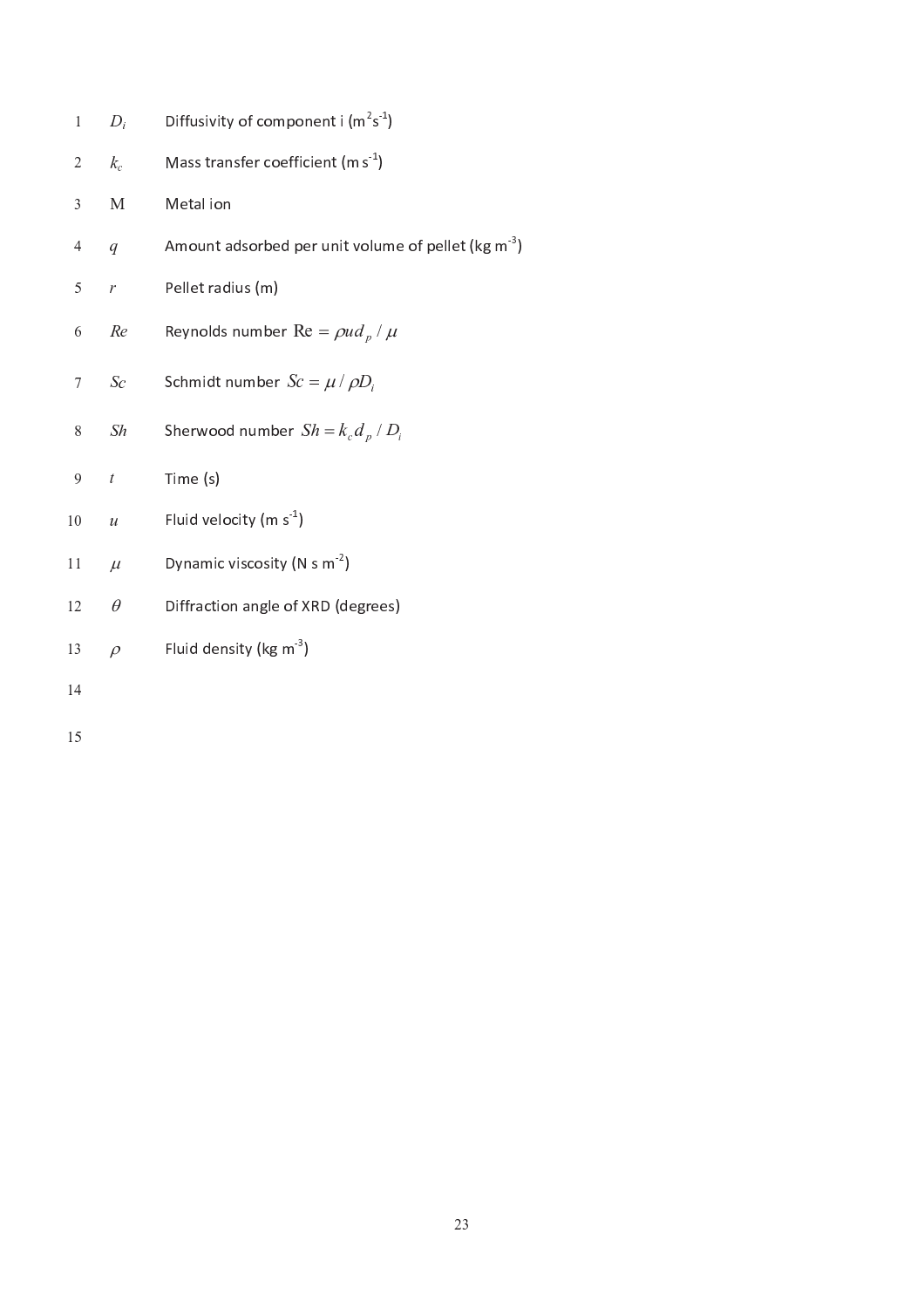| | |
|---|---|
| $D_i$ | Diffusivity of component i ($m^2 s^{-1}$) |
| $k_c$ | Mass transfer coefficient ($m\ s^{-1}$) |
| M | Metal ion |
| $q$ | Amount adsorbed per unit volume of pellet ($kg\ m^{-3}$) |
| $r$ | Pellet radius (m) |
| $Re$ | Reynolds number $\mathrm{Re} = \rho u d_p / \mu$ |
| $Sc$ | Schmidt number $Sc = \mu / \rho D_i$ |
| $Sh$ | Sherwood number $Sh = k_c d_p / D_i$ |
| $t$ | Time (s) |
| $u$ | Fluid velocity ($m\ s^{-1}$) |
| $\mu$ | Dynamic viscosity ($N\ s\ m^{-2}$) |
| $\theta$ | Diffraction angle of XRD (degrees) |
| $\rho$ | Fluid density ($kg\ m^{-3}$) |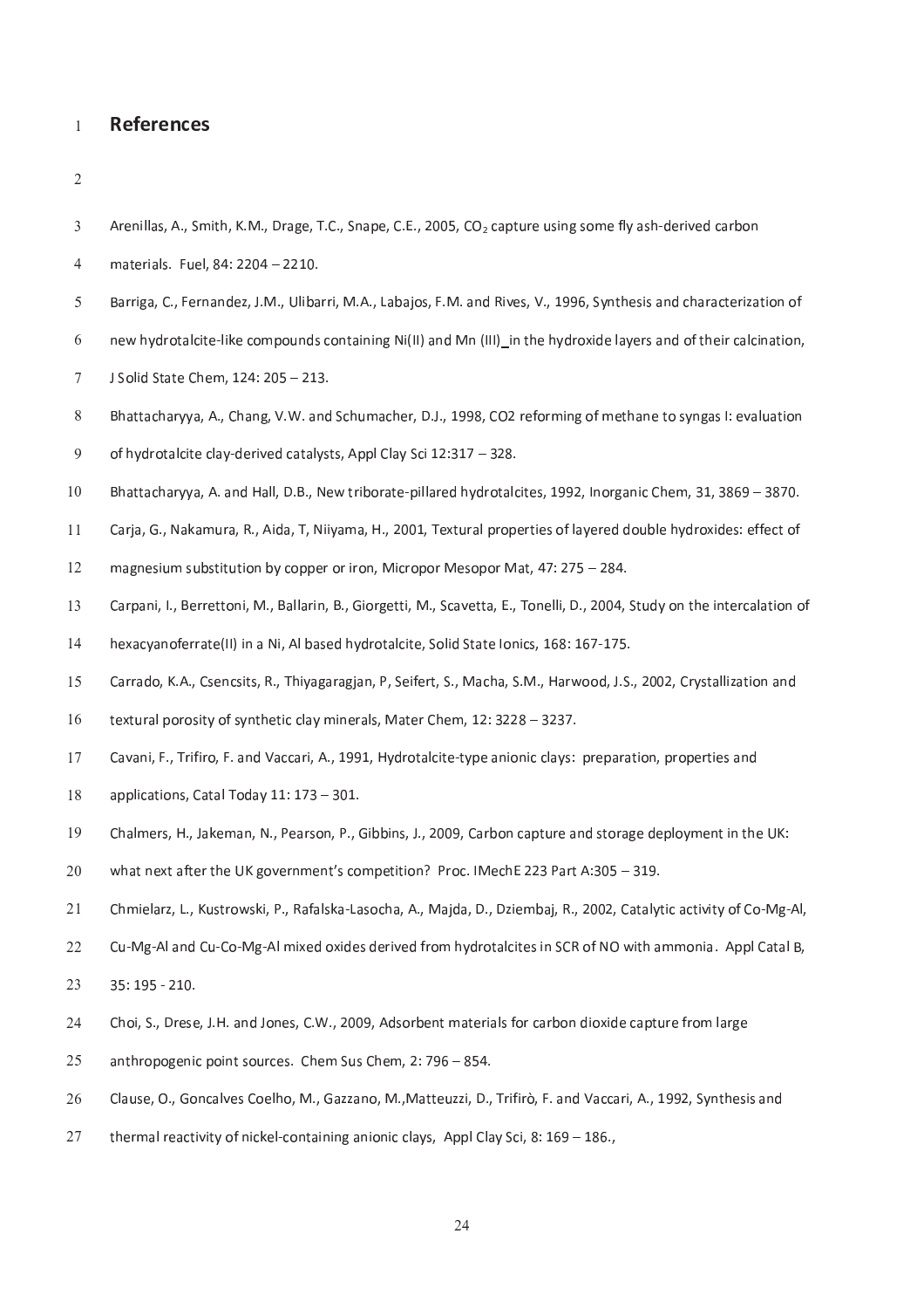# References

Arenillas, A., Smith, K.M., Drage, T.C., Snape, C.E., 2005, $CO_2$ capture using some fly ash-derived carbon materials. Fuel, 84: 2204 – 2210.

Barriga, C., Fernandez, J.M., Ulibarri, M.A., Labajos, F.M. and Rives, V., 1996, Synthesis and characterization of new hydrotalcite-like compounds containing Ni(II) and Mn (III) in the hydroxide layers and of their calcination, J Solid State Chem, 124: 205 – 213.

Bhattacharyya, A., Chang, V.W. and Schumacher, D.J., 1998, CO2 reforming of methane to syngas I: evaluation of hydrotalcite clay-derived catalysts, Appl Clay Sci 12:317 – 328.

Bhattacharyya, A. and Hall, D.B., New triborate-pillared hydrotalcites, 1992, Inorganic Chem, 31, 3869 – 3870.

Carja, G., Nakamura, R., Aida, T, Niiyama, H., 2001, Textural properties of layered double hydroxides: effect of magnesium substitution by copper or iron, Micropor Mesopor Mat, 47: 275 – 284.

Carpani, I., Berrettoni, M., Ballarin, B., Giorgetti, M., Scavetta, E., Tonelli, D., 2004, Study on the intercalation of hexacyanoferrate(II) in a Ni, Al based hydrotalcite, Solid State Ionics, 168: 167-175.

Carrado, K.A., Csencsits, R., Thiyagaragjan, P, Seifert, S., Macha, S.M., Harwood, J.S., 2002, Crystallization and textural porosity of synthetic clay minerals, Mater Chem, 12: 3228 – 3237.

Cavani, F., Trifiro, F. and Vaccari, A., 1991, Hydrotalcite-type anionic clays: preparation, properties and applications, Catal Today 11: 173 – 301.

Chalmers, H., Jakeman, N., Pearson, P., Gibbins, J., 2009, Carbon capture and storage deployment in the UK: what next after the UK government's competition? Proc. IMechE 223 Part A:305 – 319.

Chmielarz, L., Kustrowski, P., Rafalska-Lasocha, A., Majda, D., Dziembaj, R., 2002, Catalytic activity of Co-Mg-Al, Cu-Mg-Al and Cu-Co-Mg-Al mixed oxides derived from hydrotalcites in SCR of NO with ammonia. Appl Catal B, 35: 195 - 210.

Choi, S., Drese, J.H. and Jones, C.W., 2009, Adsorbent materials for carbon dioxide capture from large anthropogenic point sources. Chem Sus Chem, 2: 796 – 854.

Clause, O., Goncalves Coelho, M., Gazzano, M.,Matteuzzi, D., Trifirò, F. and Vaccari, A., 1992, Synthesis and thermal reactivity of nickel-containing anionic clays, Appl Clay Sci, 8: 169 – 186.,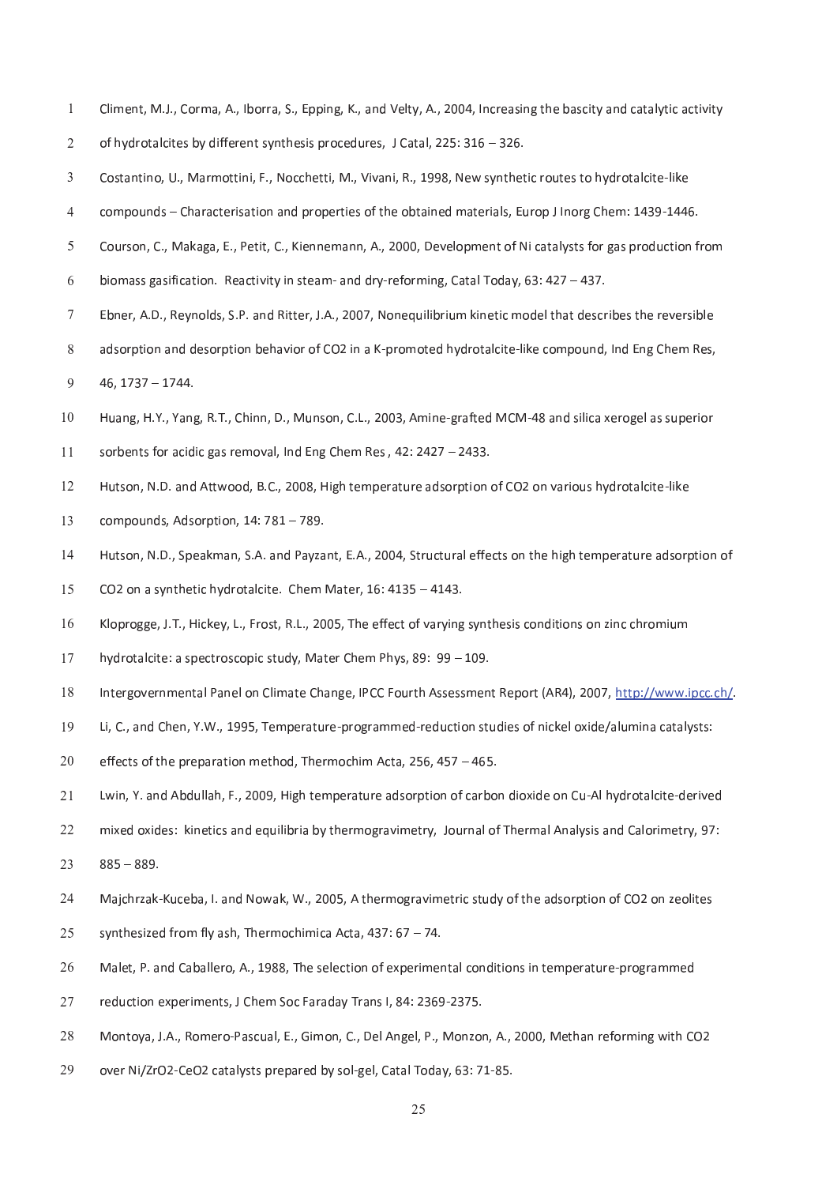Climent, M.J., Corma, A., Iborra, S., Epping, K., and Velty, A., 2004, Increasing the bascity and catalytic activity of hydrotalcites by different synthesis procedures, J Catal, 225: 316 – 326.

Costantino, U., Marmottini, F., Nocchetti, M., Vivani, R., 1998, New synthetic routes to hydrotalcite-like compounds – Characterisation and properties of the obtained materials, Europ J Inorg Chem: 1439-1446.

Courson, C., Makaga, E., Petit, C., Kiennemann, A., 2000, Development of Ni catalysts for gas production from biomass gasification. Reactivity in steam- and dry-reforming, Catal Today, 63: 427 – 437.

Ebner, A.D., Reynolds, S.P. and Ritter, J.A., 2007, Nonequilibrium kinetic model that describes the reversible adsorption and desorption behavior of CO2 in a K-promoted hydrotalcite-like compound, Ind Eng Chem Res, 46, 1737 – 1744.

Huang, H.Y., Yang, R.T., Chinn, D., Munson, C.L., 2003, Amine-grafted MCM-48 and silica xerogel as superior sorbents for acidic gas removal, Ind Eng Chem Res , 42: 2427 – 2433.

Hutson, N.D. and Attwood, B.C., 2008, High temperature adsorption of CO2 on various hydrotalcite-like compounds, Adsorption, 14: 781 – 789.

Hutson, N.D., Speakman, S.A. and Payzant, E.A., 2004, Structural effects on the high temperature adsorption of CO2 on a synthetic hydrotalcite. Chem Mater, 16: 4135 – 4143.

Kloprogge, J.T., Hickey, L., Frost, R.L., 2005, The effect of varying synthesis conditions on zinc chromium hydrotalcite: a spectroscopic study, Mater Chem Phys, 89: 99 – 109.

Intergovernmental Panel on Climate Change, IPCC Fourth Assessment Report (AR4), 2007, http://www.ipcc.ch/.

Li, C., and Chen, Y.W., 1995, Temperature-programmed-reduction studies of nickel oxide/alumina catalysts: effects of the preparation method, Thermochim Acta, 256, 457 – 465.

Lwin, Y. and Abdullah, F., 2009, High temperature adsorption of carbon dioxide on Cu-Al hydrotalcite-derived mixed oxides: kinetics and equilibria by thermogravimetry, Journal of Thermal Analysis and Calorimetry, 97: 885 – 889.

Majchrzak-Kuceba, I. and Nowak, W., 2005, A thermogravimetric study of the adsorption of CO2 on zeolites synthesized from fly ash, Thermochimica Acta, 437: 67 – 74.

Malet, P. and Caballero, A., 1988, The selection of experimental conditions in temperature-programmed reduction experiments, J Chem Soc Faraday Trans I, 84: 2369-2375.

Montoya, J.A., Romero-Pascual, E., Gimon, C., Del Angel, P., Monzon, A., 2000, Methan reforming with CO2 over Ni/ZrO2-CeO2 catalysts prepared by sol-gel, Catal Today, 63: 71-85.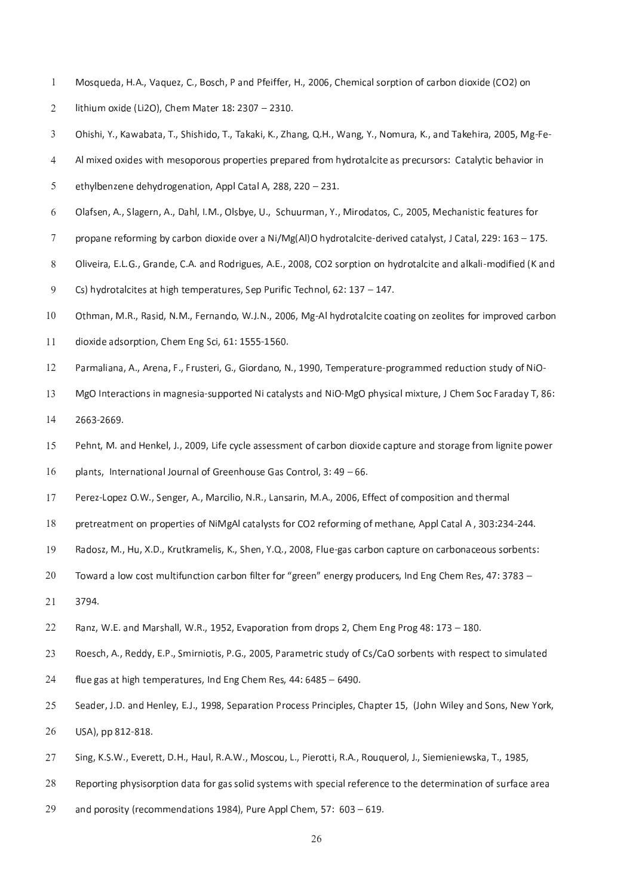Mosqueda, H.A., Vaquez, C., Bosch, P and Pfeiffer, H., 2006, Chemical sorption of carbon dioxide (CO2) on lithium oxide (Li2O), Chem Mater 18: 2307 – 2310.

Ohishi, Y., Kawabata, T., Shishido, T., Takaki, K., Zhang, Q.H., Wang, Y., Nomura, K., and Takehira, 2005, Mg-Fe-Al mixed oxides with mesoporous properties prepared from hydrotalcite as precursors: Catalytic behavior in ethylbenzene dehydrogenation, Appl Catal A, 288, 220 – 231.

Olafsen, A., Slagern, A., Dahl, I.M., Olsbye, U., Schuurman, Y., Mirodatos, C., 2005, Mechanistic features for propane reforming by carbon dioxide over a Ni/Mg(Al)O hydrotalcite-derived catalyst, J Catal, 229: 163 – 175.

Oliveira, E.L.G., Grande, C.A. and Rodrigues, A.E., 2008, CO2 sorption on hydrotalcite and alkali-modified (K and Cs) hydrotalcites at high temperatures, Sep Purific Technol, 62: 137 – 147.

Othman, M.R., Rasid, N.M., Fernando, W.J.N., 2006, Mg-Al hydrotalcite coating on zeolites for improved carbon dioxide adsorption, Chem Eng Sci, 61: 1555-1560.

Parmaliana, A., Arena, F., Frusteri, G., Giordano, N., 1990, Temperature-programmed reduction study of NiO-MgO Interactions in magnesia-supported Ni catalysts and NiO-MgO physical mixture, J Chem Soc Faraday T, 86: 2663-2669.

Pehnt, M. and Henkel, J., 2009, Life cycle assessment of carbon dioxide capture and storage from lignite power plants, International Journal of Greenhouse Gas Control, 3: 49 – 66.

Perez-Lopez O.W., Senger, A., Marcilio, N.R., Lansarin, M.A., 2006, Effect of composition and thermal pretreatment on properties of NiMgAl catalysts for CO2 reforming of methane, Appl Catal A , 303:234-244.

Radosz, M., Hu, X.D., Krutkramelis, K., Shen, Y.Q., 2008, Flue-gas carbon capture on carbonaceous sorbents: Toward a low cost multifunction carbon filter for "green" energy producers, Ind Eng Chem Res, 47: 3783 – 3794.

Ranz, W.E. and Marshall, W.R., 1952, Evaporation from drops 2, Chem Eng Prog 48: 173 – 180.

Roesch, A., Reddy, E.P., Smirniotis, P.G., 2005, Parametric study of Cs/CaO sorbents with respect to simulated flue gas at high temperatures, Ind Eng Chem Res, 44: 6485 – 6490.

Seader, J.D. and Henley, E.J., 1998, Separation Process Principles, Chapter 15, (John Wiley and Sons, New York, USA), pp 812-818.

Sing, K.S.W., Everett, D.H., Haul, R.A.W., Moscou, L., Pierotti, R.A., Rouquerol, J., Siemieniewska, T., 1985, Reporting physisorption data for gas solid systems with special reference to the determination of surface area and porosity (recommendations 1984), Pure Appl Chem, 57: 603 – 619.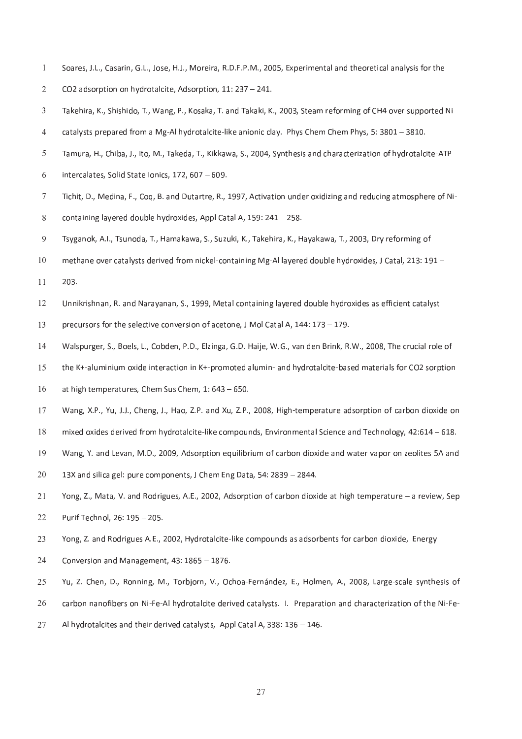Soares, J.L., Casarin, G.L., Jose, H.J., Moreira, R.D.F.P.M., 2005, Experimental and theoretical analysis for the $CO_2$ adsorption on hydrotalcite, Adsorption, 11: 237 – 241.

Takehira, K., Shishido, T., Wang, P., Kosaka, T. and Takaki, K., 2003, Steam reforming of $CH_4$ over supported Ni catalysts prepared from a Mg-Al hydrotalcite-like anionic clay. Phys Chem Chem Phys, 5: 3801 – 3810.

Tamura, H., Chiba, J., Ito, M., Takeda, T., Kikkawa, S., 2004, Synthesis and characterization of hydrotalcite-ATP intercalates, Solid State Ionics, 172, 607 – 609.

Tichit, D., Medina, F., Coq, B. and Dutartre, R., 1997, Activation under oxidizing and reducing atmosphere of Ni-containing layered double hydroxides, Appl Catal A, 159: 241 – 258.

Tsyganok, A.I., Tsunoda, T., Hamakawa, S., Suzuki, K., Takehira, K., Hayakawa, T., 2003, Dry reforming of methane over catalysts derived from nickel-containing Mg-Al layered double hydroxides, J Catal, 213: 191 – 203.

Unnikrishnan, R. and Narayanan, S., 1999, Metal containing layered double hydroxides as efficient catalyst precursors for the selective conversion of acetone, J Mol Catal A, 144: 173 – 179.

Walspurger, S., Boels, L., Cobden, P.D., Elzinga, G.D. Haije, W.G., van den Brink, R.W., 2008, The crucial role of the K+-aluminium oxide interaction in K+-promoted alumin- and hydrotalcite-based materials for $CO_2$ sorption at high temperatures, Chem Sus Chem, 1: 643 – 650.

Wang, X.P., Yu, J.J., Cheng, J., Hao, Z.P. and Xu, Z.P., 2008, High-temperature adsorption of carbon dioxide on mixed oxides derived from hydrotalcite-like compounds, Environmental Science and Technology, 42:614 – 618.

Wang, Y. and Levan, M.D., 2009, Adsorption equilibrium of carbon dioxide and water vapor on zeolites 5A and 13X and silica gel: pure components, J Chem Eng Data, 54: 2839 – 2844.

Yong, Z., Mata, V. and Rodrigues, A.E., 2002, Adsorption of carbon dioxide at high temperature – a review, Sep Purif Technol, 26: 195 – 205.

Yong, Z. and Rodrigues A.E., 2002, Hydrotalcite-like compounds as adsorbents for carbon dioxide, Energy Conversion and Management, 43: 1865 – 1876.

Yu, Z. Chen, D., Ronning, M., Torbjorn, V., Ochoa-Fernández, E., Holmen, A., 2008, Large-scale synthesis of carbon nanofibers on Ni-Fe-Al hydrotalcite derived catalysts. I. Preparation and characterization of the Ni-Fe-Al hydrotalcites and their derived catalysts, Appl Catal A, 338: 136 – 146.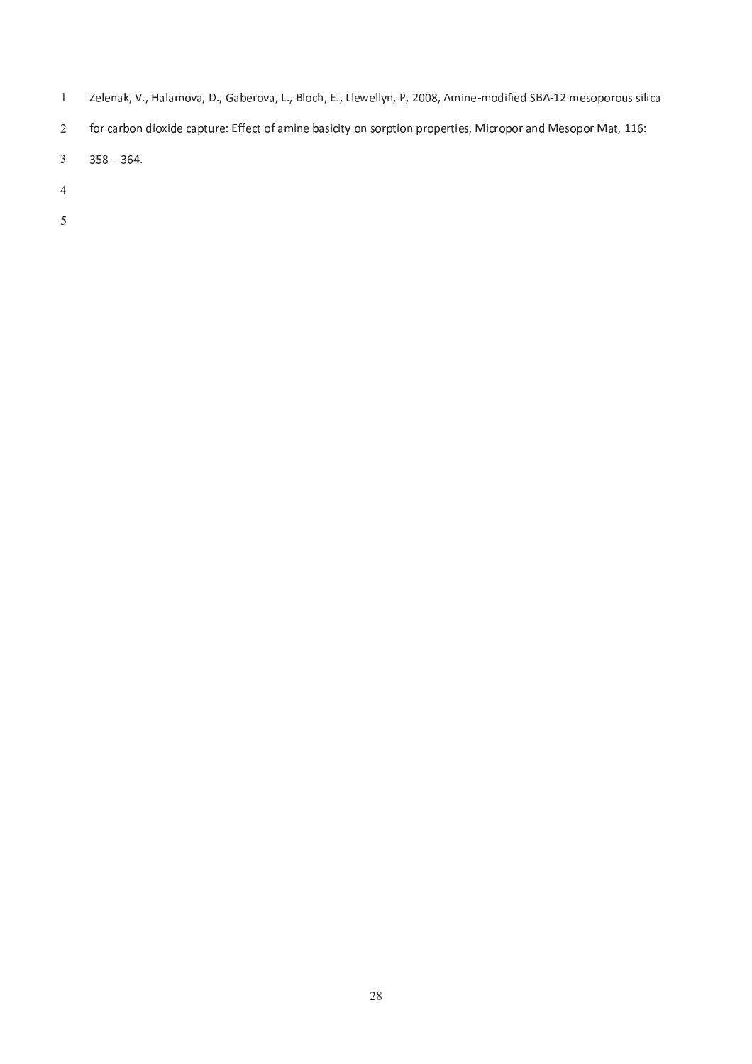Zelenak, V., Halamova, D., Gaberova, L., Bloch, E., Llewellyn, P, 2008, Amine-modified SBA-12 mesoporous silica for carbon dioxide capture: Effect of amine basicity on sorption properties, Micropor and Mesopor Mat, 116: 358 – 364.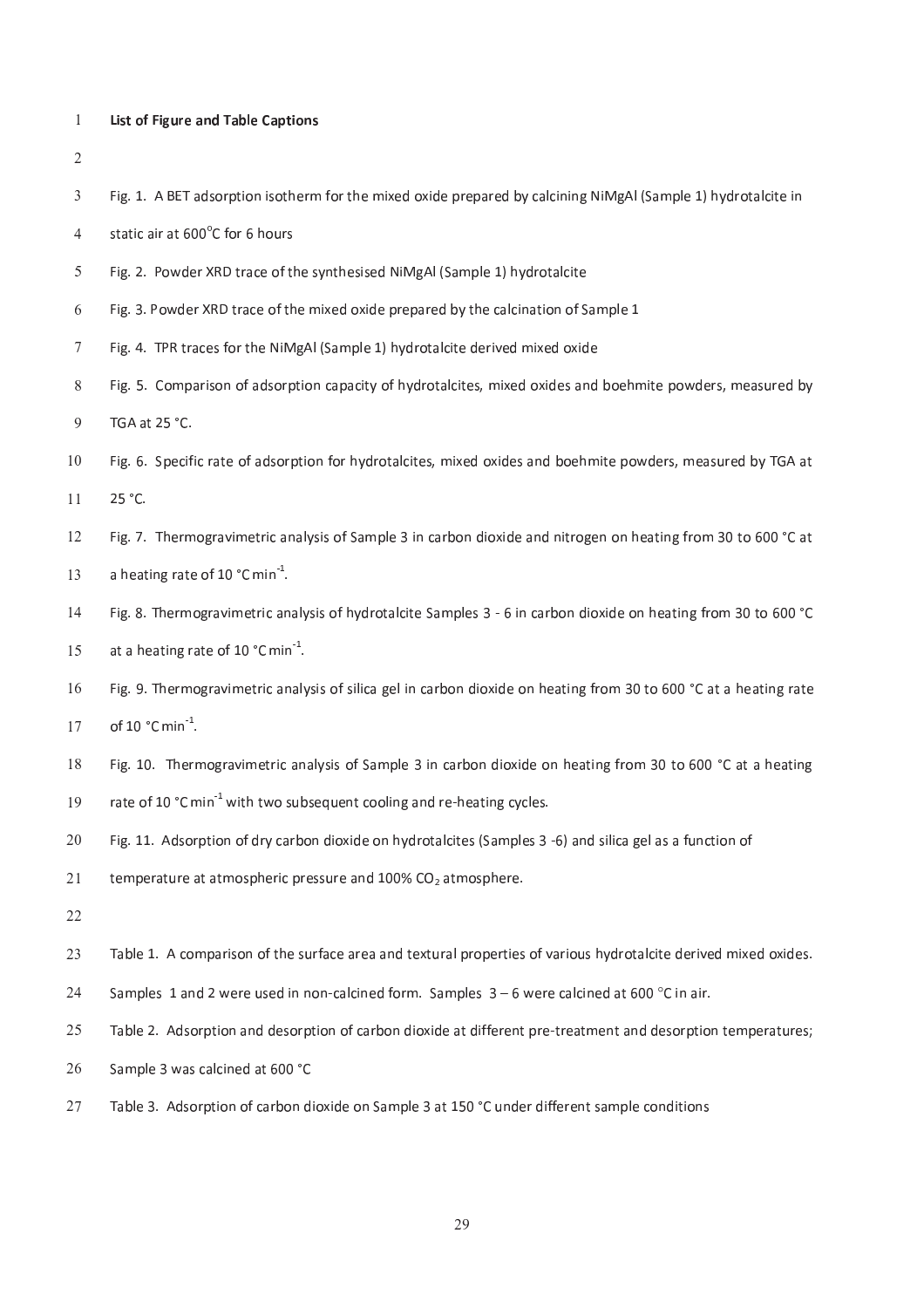**List of Figure and Table Captions**

Fig. 1. A BET adsorption isotherm for the mixed oxide prepared by calcining NiMgAl (Sample 1) hydrotalcite in static air at 600°C for 6 hours

Fig. 2. Powder XRD trace of the synthesised NiMgAl (Sample 1) hydrotalcite

Fig. 3. Powder XRD trace of the mixed oxide prepared by the calcination of Sample 1

Fig. 4. TPR traces for the NiMgAl (Sample 1) hydrotalcite derived mixed oxide

Fig. 5. Comparison of adsorption capacity of hydrotalcites, mixed oxides and boehmite powders, measured by TGA at 25 °C.

Fig. 6. Specific rate of adsorption for hydrotalcites, mixed oxides and boehmite powders, measured by TGA at 25 °C.

Fig. 7. Thermogravimetric analysis of Sample 3 in carbon dioxide and nitrogen on heating from 30 to 600 °C at a heating rate of 10 °C $min^{-1}$.

Fig. 8. Thermogravimetric analysis of hydrotalcite Samples 3 - 6 in carbon dioxide on heating from 30 to 600 °C at a heating rate of 10 °C $min^{-1}$.

Fig. 9. Thermogravimetric analysis of silica gel in carbon dioxide on heating from 30 to 600 °C at a heating rate of 10 °C $min^{-1}$.

Fig. 10. Thermogravimetric analysis of Sample 3 in carbon dioxide on heating from 30 to 600 °C at a heating rate of 10 °C $min^{-1}$ with two subsequent cooling and re-heating cycles.

Fig. 11. Adsorption of dry carbon dioxide on hydrotalcites (Samples 3 -6) and silica gel as a function of temperature at atmospheric pressure and 100% $CO_2$ atmosphere.

Table 1. A comparison of the surface area and textural properties of various hydrotalcite derived mixed oxides. Samples 1 and 2 were used in non-calcined form. Samples 3 – 6 were calcined at 600 °C in air.

Table 2. Adsorption and desorption of carbon dioxide at different pre-treatment and desorption temperatures; Sample 3 was calcined at 600 °C

Table 3. Adsorption of carbon dioxide on Sample 3 at 150 °C under different sample conditions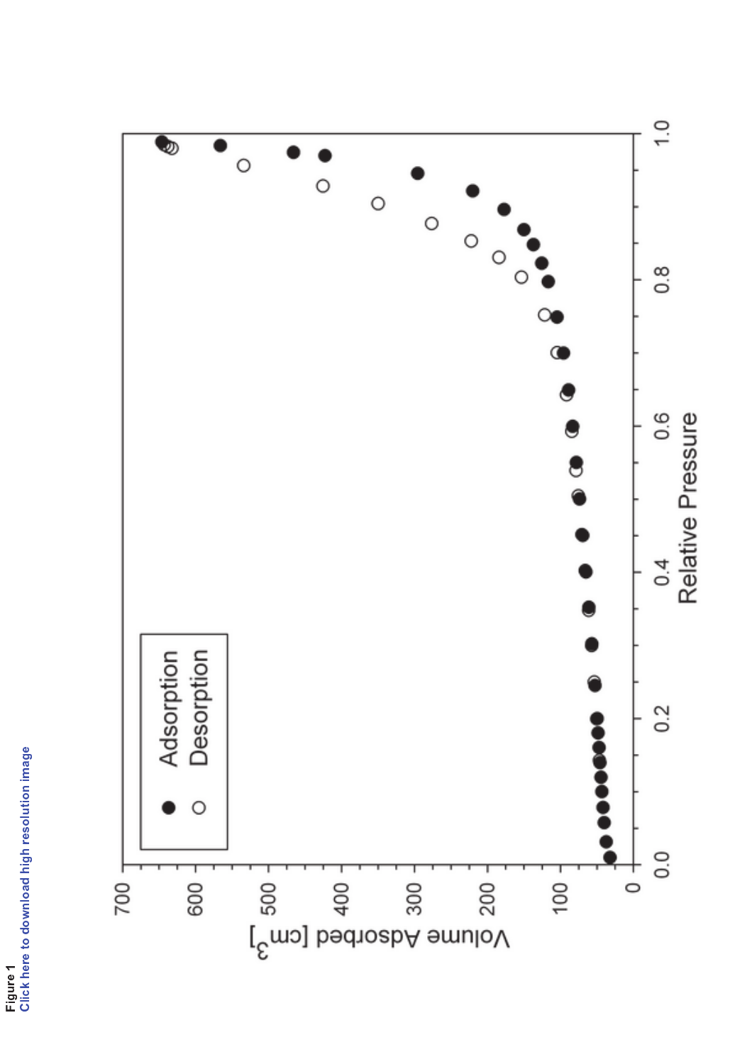Figure 1

Click here to download high resolution image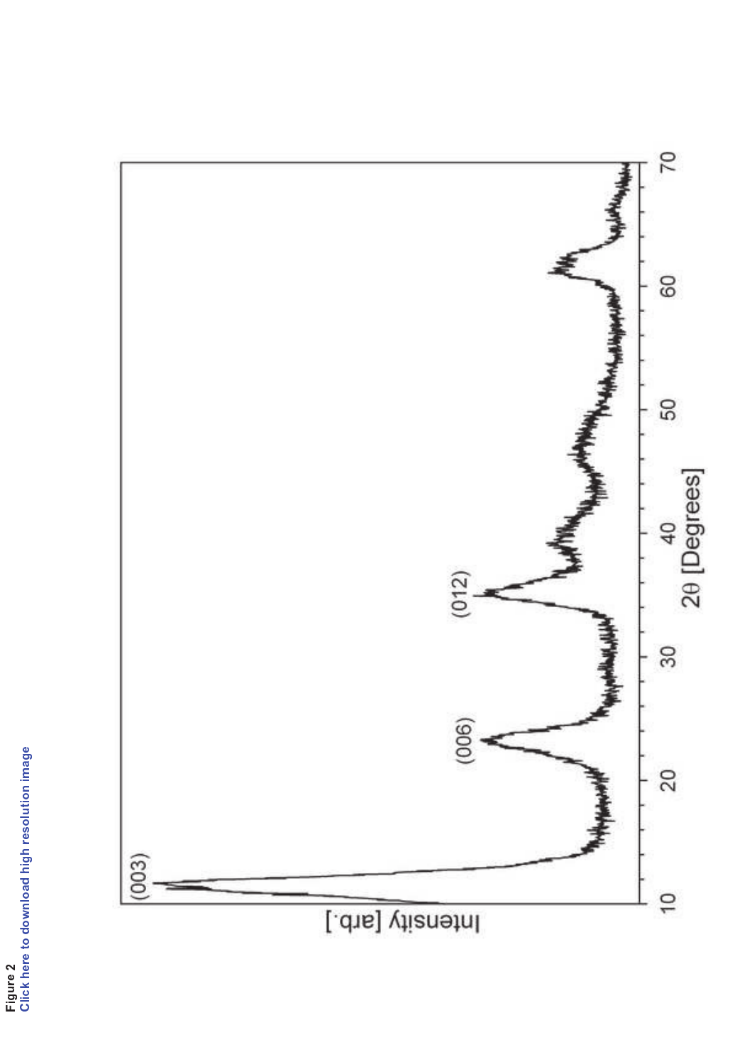Figure 2
Click here to download high resolution image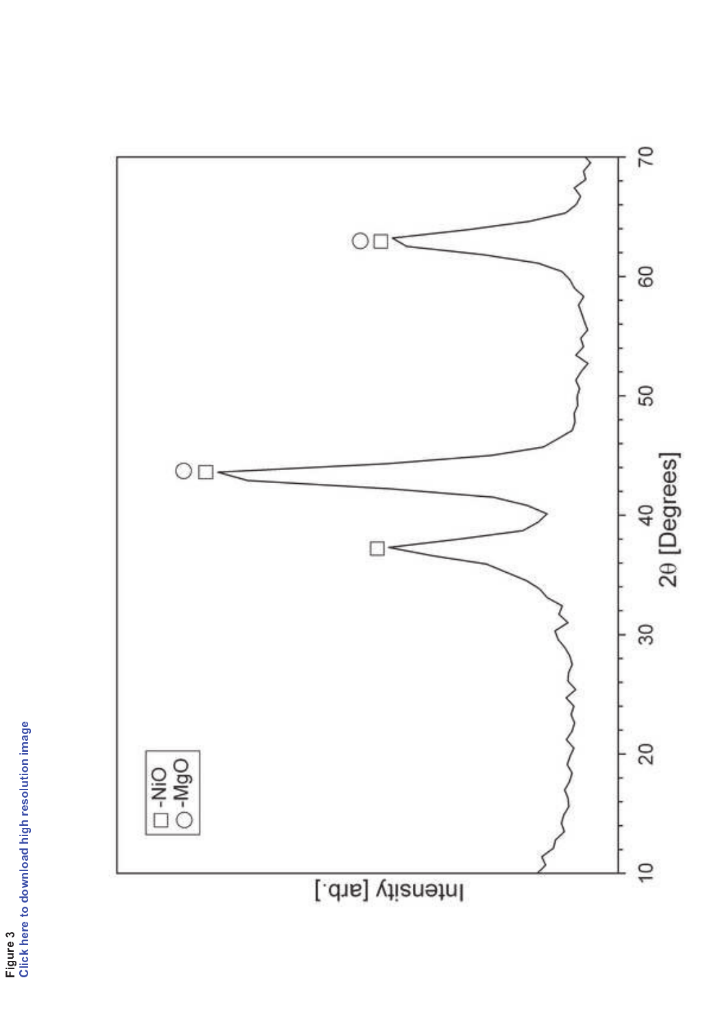Figure 3
Click here to download high resolution image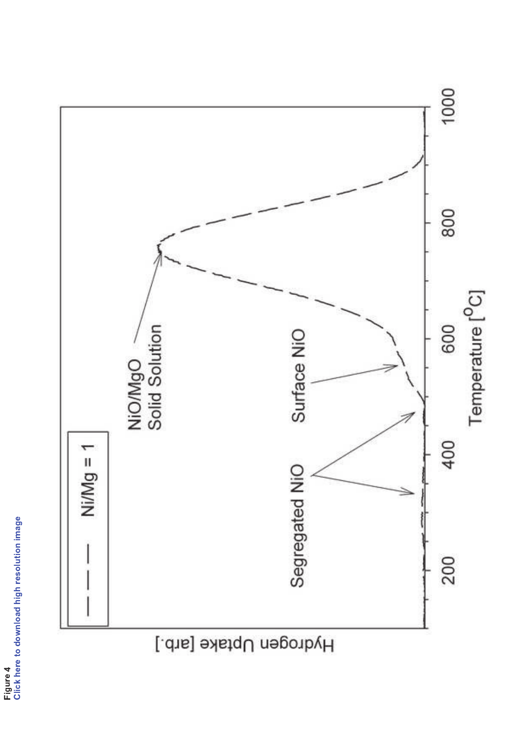Figure 4
Click here to download high resolution image

Ni/Mg = 1

NiO/MgO Solid Solution

Surface NiO

Segregated NiO

Hydrogen Uptake [arb.]

Temperature [$^{o}$C]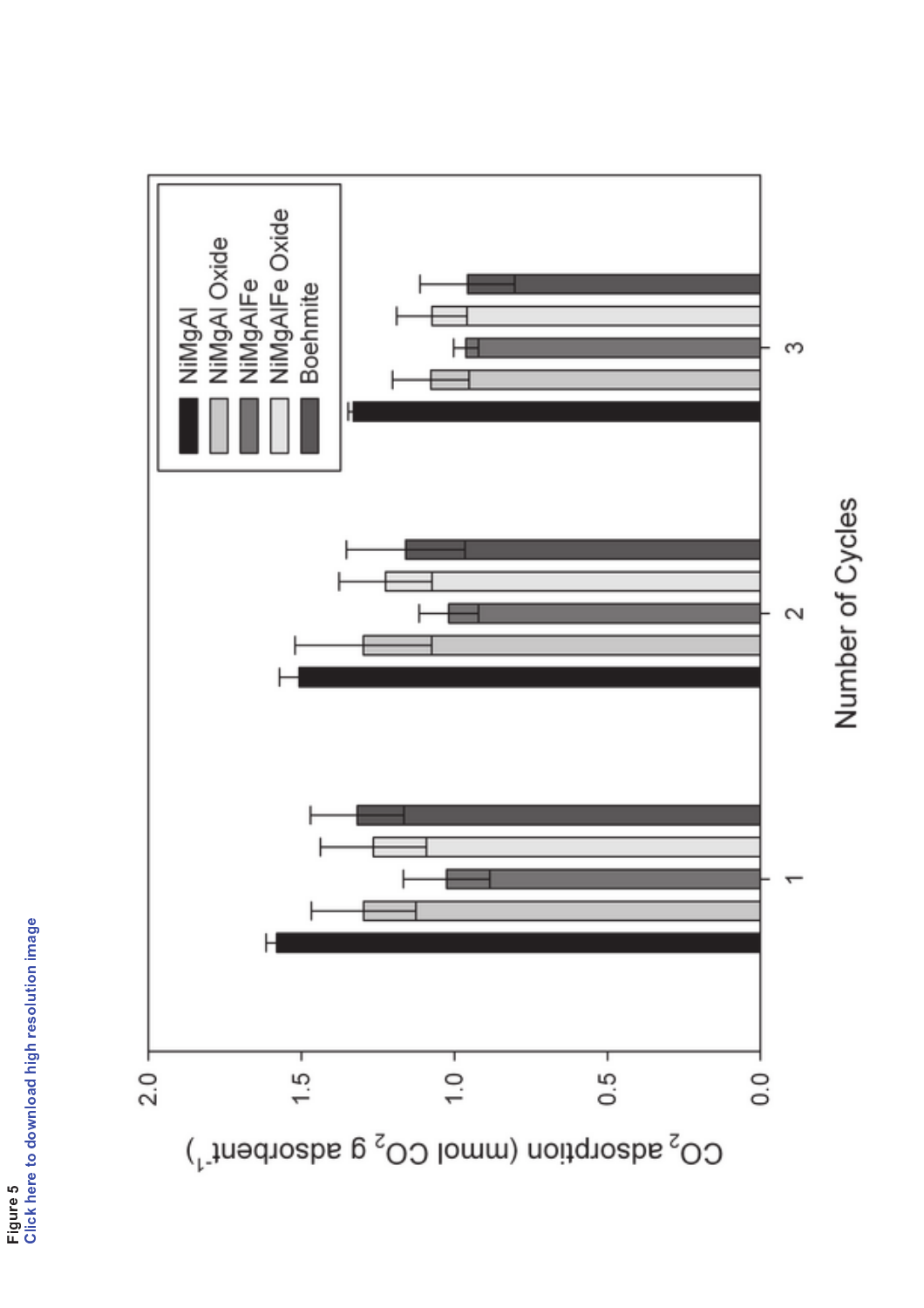Figure 5

Click here to download high resolution image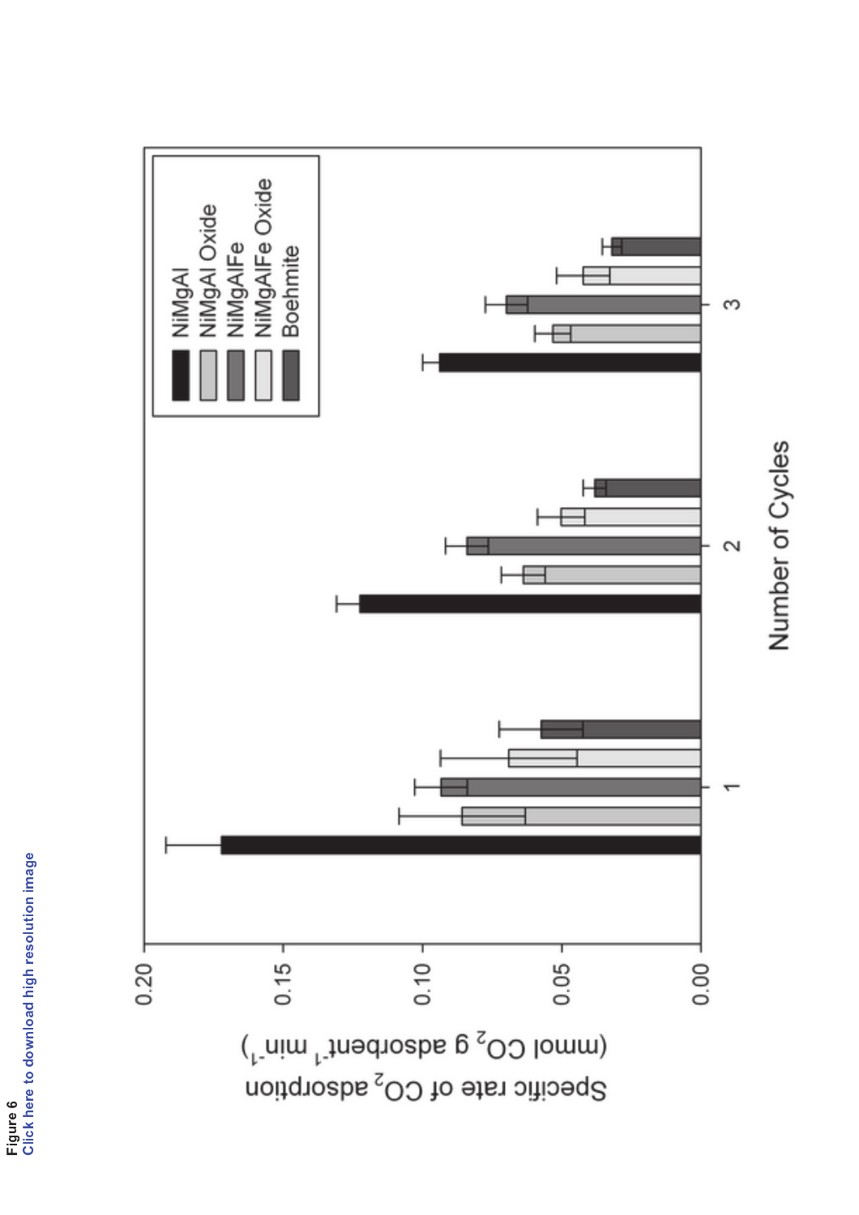Figure 6

Click here to download high resolution image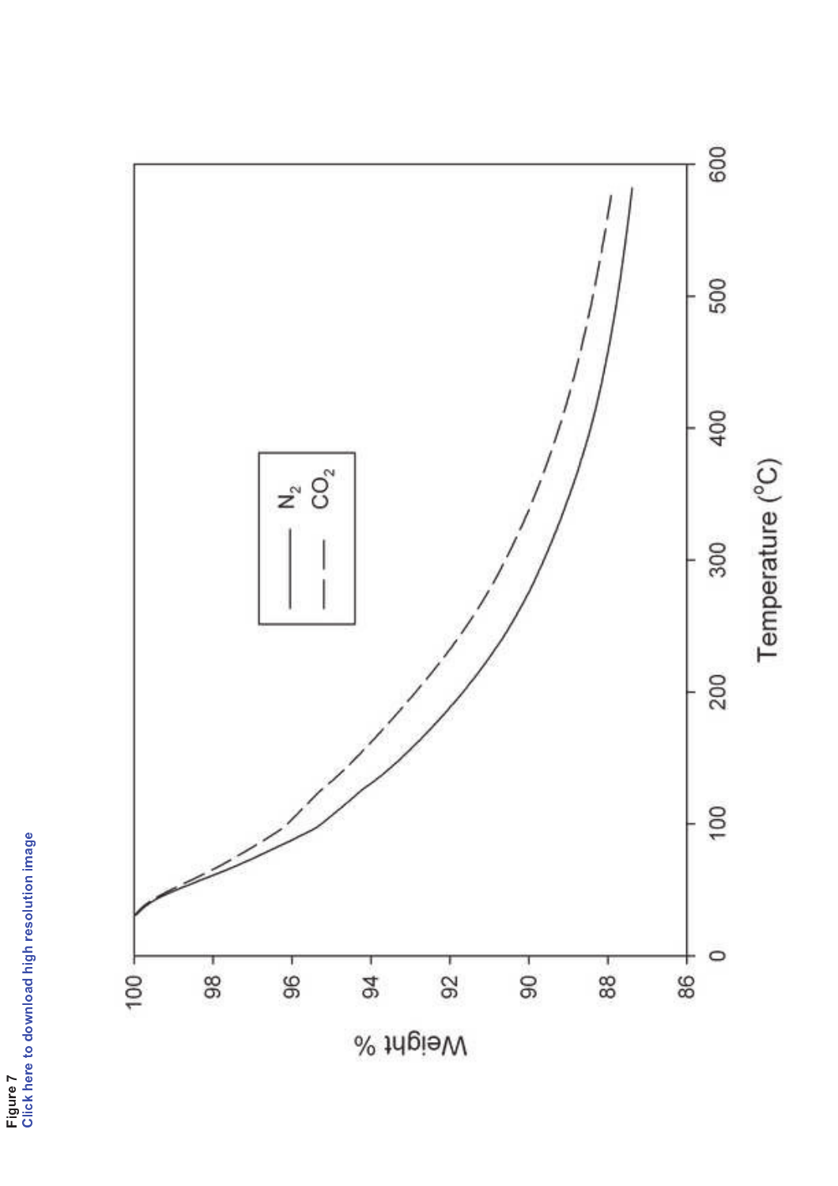Figure 7

Click here to download high resolution image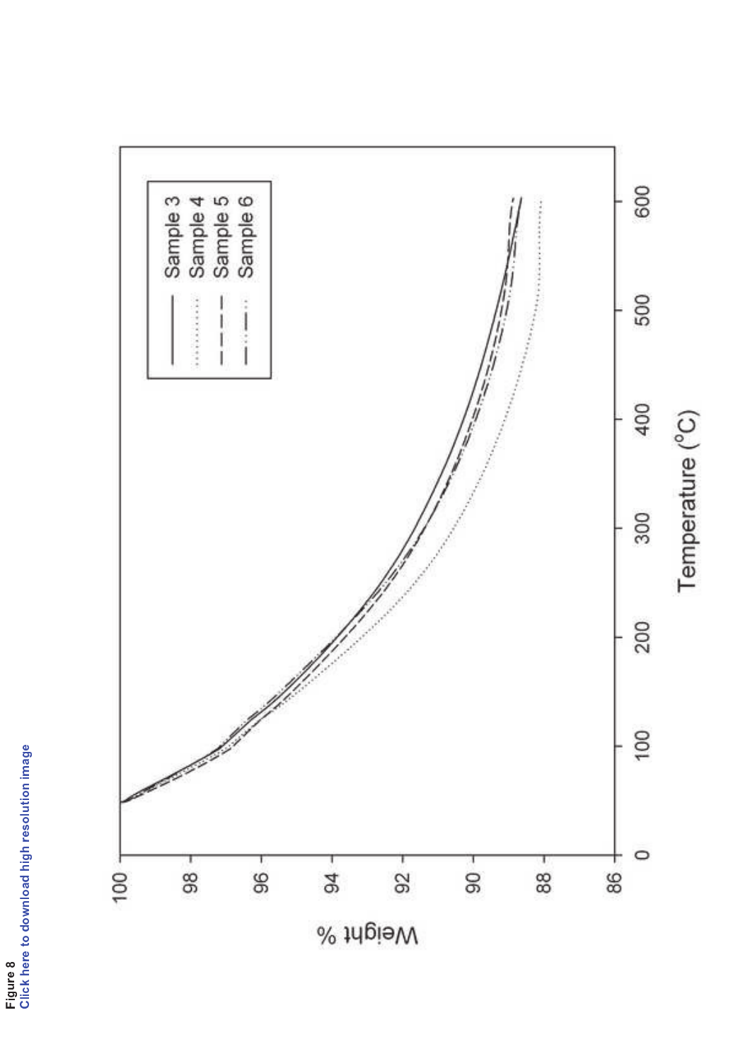Figure 8
Click here to download high resolution image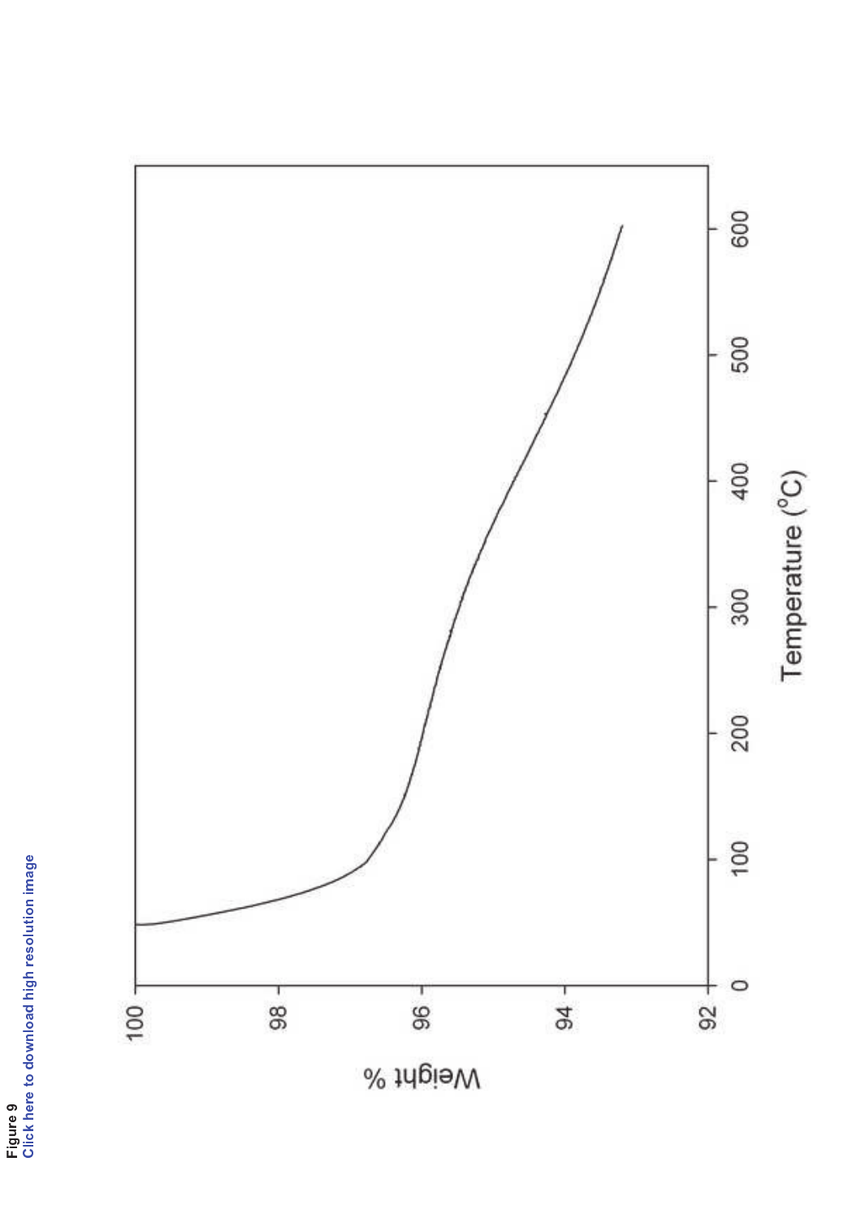Figure 9
Click here to download high resolution image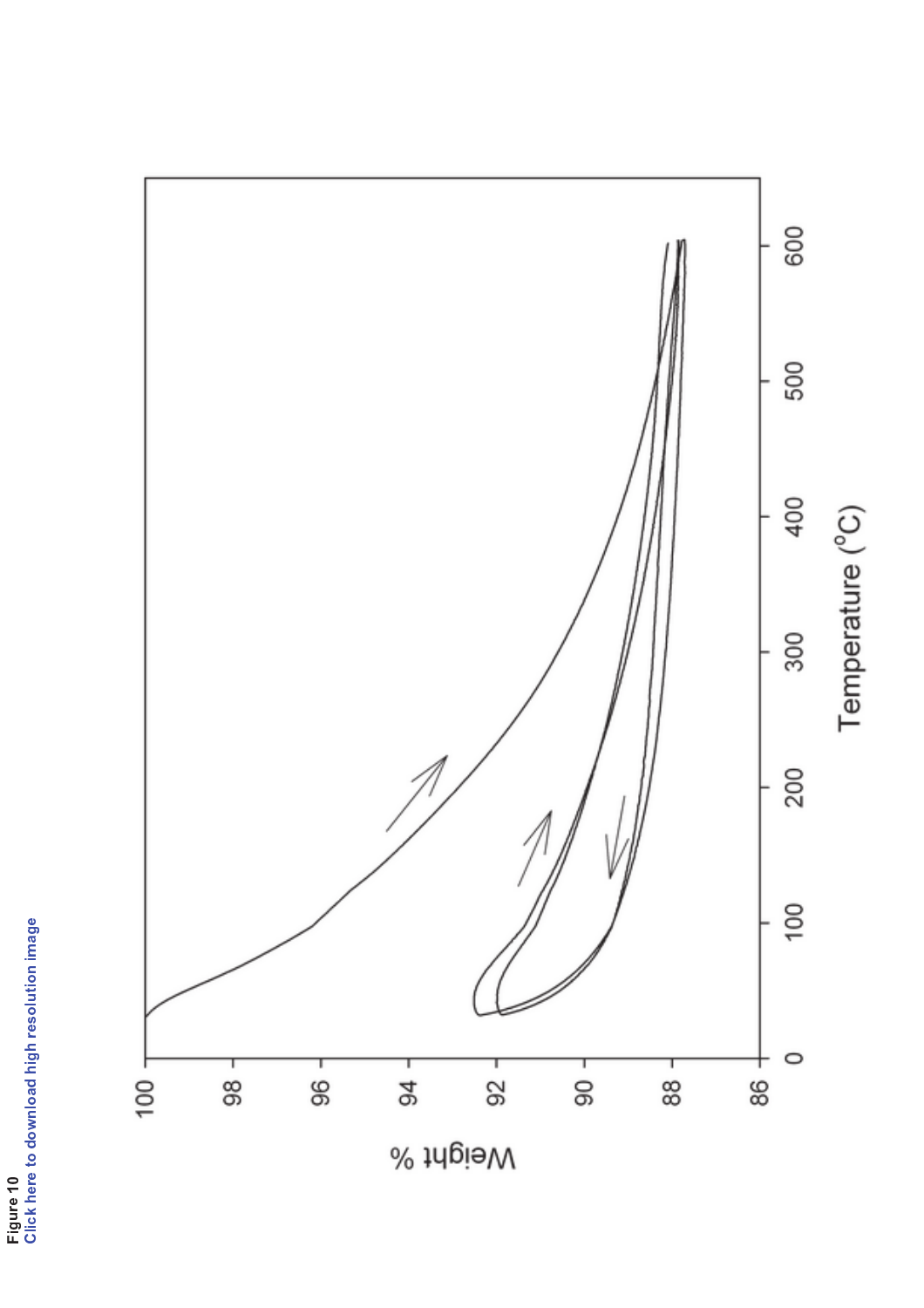Figure 10
Click here to download high resolution image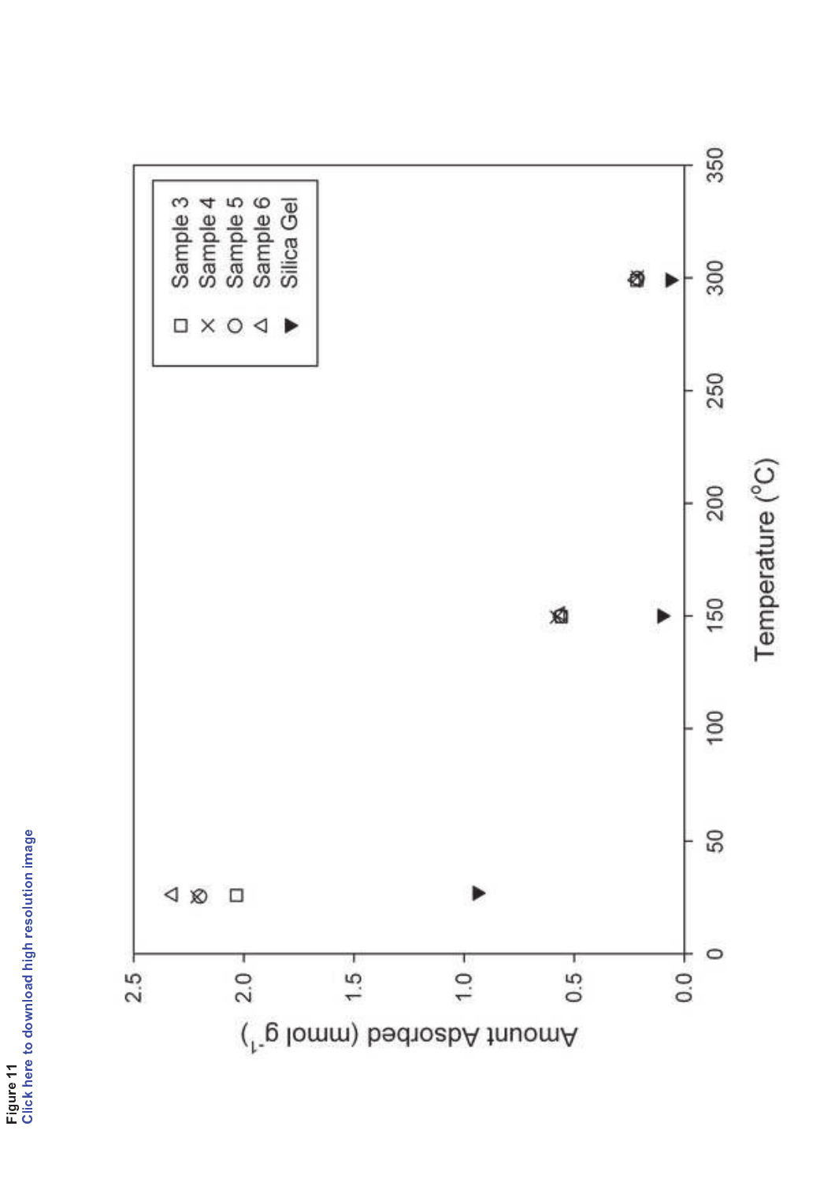Figure 11
Click here to download high resolution image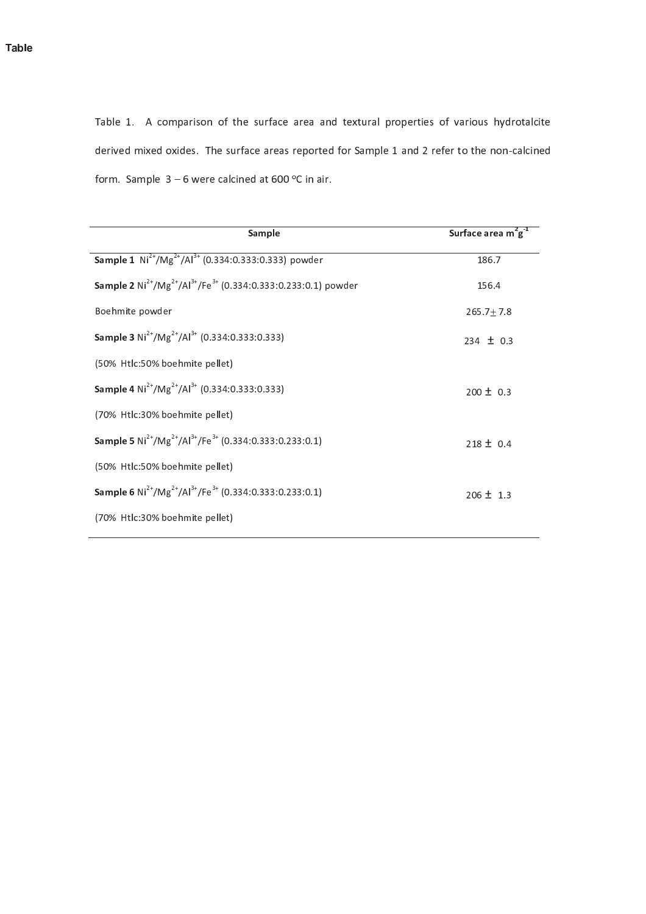**Table**

Table 1. A comparison of the surface area and textural properties of various hydrotalcite derived mixed oxides. The surface areas reported for Sample 1 and 2 refer to the non-calcined form. Sample 3 – 6 were calcined at 600 °C in air.

| Sample | Surface area $m^2g^{-1}$ |
|---|---|
| **Sample 1** $Ni^{2+}/Mg^{2+}/Al^{3+}$ (0.334:0.333:0.333) powder | 186.7 |
| **Sample 2** $Ni^{2+}/Mg^{2+}/Al^{3+}/Fe^{3+}$ (0.334:0.333:0.233:0.1) powder | 156.4 |
| Boehmite powder | 265.7 ± 7.8 |
| **Sample 3** $Ni^{2+}/Mg^{2+}/Al^{3+}$ (0.334:0.333:0.333) (50% Htlc:50% boehmite pellet) | 234 ± 0.3 |
| **Sample 4** $Ni^{2+}/Mg^{2+}/Al^{3+}$ (0.334:0.333:0.333) (70% Htlc:30% boehmite pellet) | 200 ± 0.3 |
| **Sample 5** $Ni^{2+}/Mg^{2+}/Al^{3+}/Fe^{3+}$ (0.334:0.333:0.233:0.1) (50% Htlc:50% boehmite pellet) | 218 ± 0.4 |
| **Sample 6** $Ni^{2+}/Mg^{2+}/Al^{3+}/Fe^{3+}$ (0.334:0.333:0.233:0.1) (70% Htlc:30% boehmite pellet) | 206 ± 1.3 |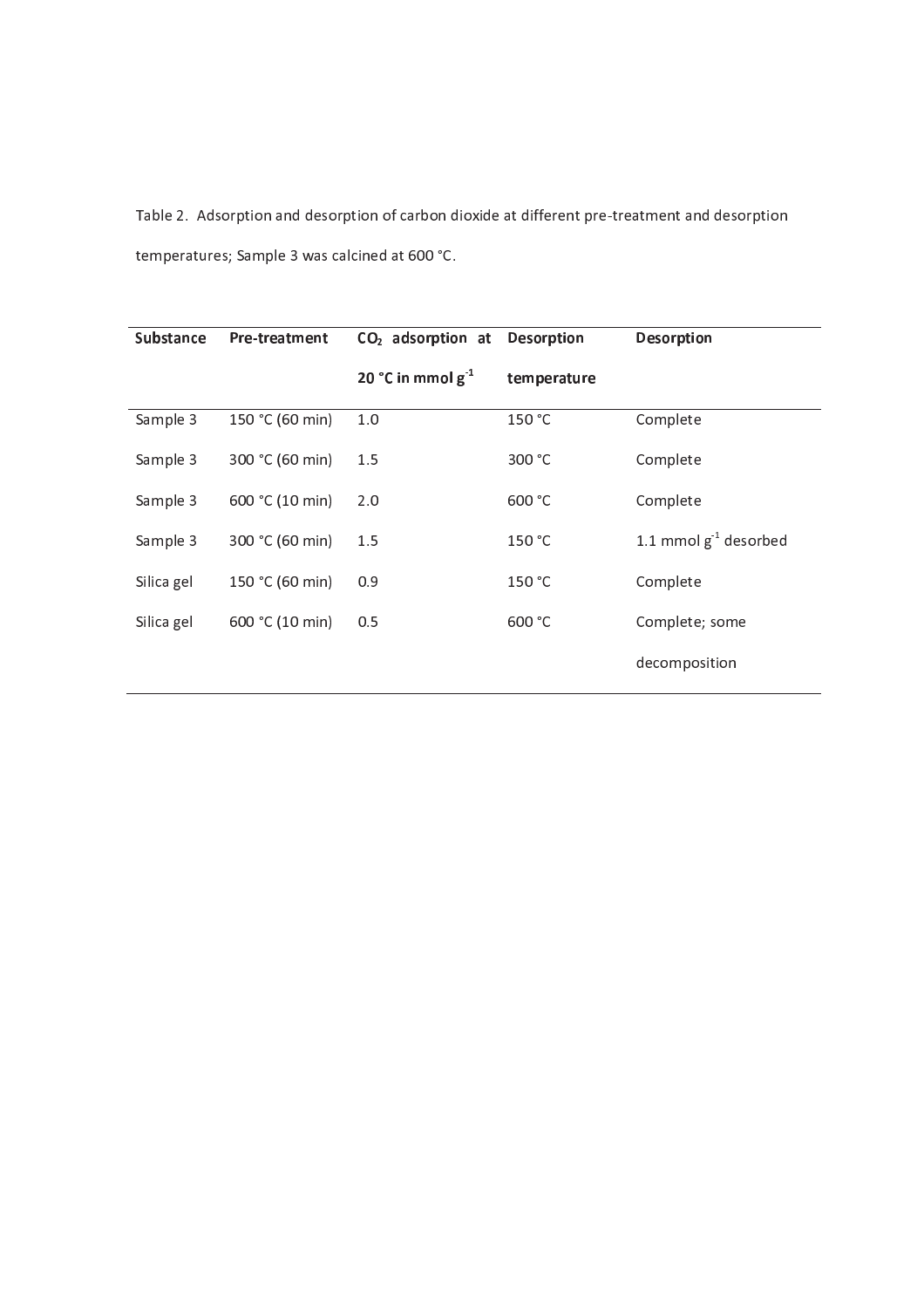Table 2. Adsorption and desorption of carbon dioxide at different pre-treatment and desorption temperatures; Sample 3 was calcined at 600 °C.

| Substance | Pre-treatment | $CO_2$ adsorption at 20 °C in mmol $g^{-1}$ | Desorption temperature | Desorption |
|---|---|---|---|---|
| Sample 3 | 150 °C (60 min) | 1.0 | 150 °C | Complete |
| Sample 3 | 300 °C (60 min) | 1.5 | 300 °C | Complete |
| Sample 3 | 600 °C (10 min) | 2.0 | 600 °C | Complete |
| Sample 3 | 300 °C (60 min) | 1.5 | 150 °C | 1.1 mmol $g^{-1}$ desorbed |
| Silica gel | 150 °C (60 min) | 0.9 | 150 °C | Complete |
| Silica gel | 600 °C (10 min) | 0.5 | 600 °C | Complete; some decomposition |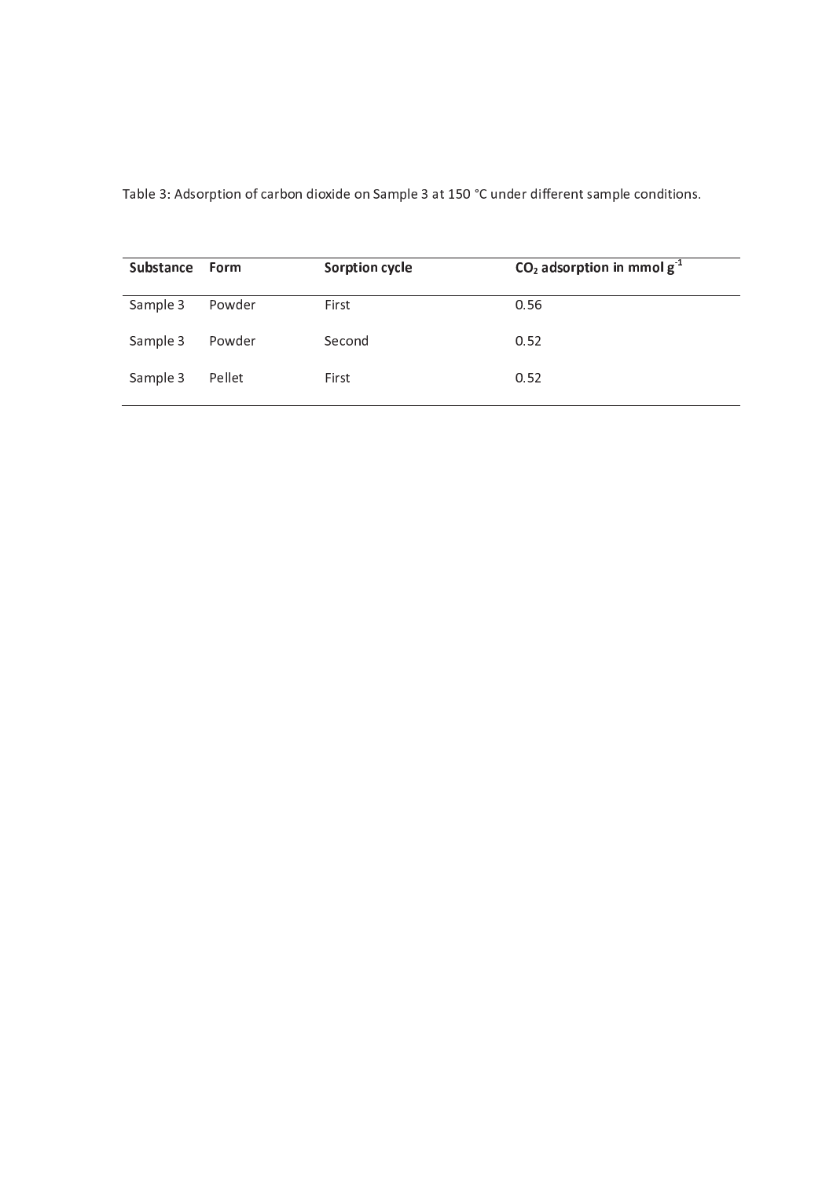Table 3: Adsorption of carbon dioxide on Sample 3 at 150 °C under different sample conditions.

| Substance | Form | Sorption cycle | $CO_2$ adsorption in mmol $g^{-1}$ |
|---|---|---|---|
| Sample 3 | Powder | First | 0.56 |
| Sample 3 | Powder | Second | 0.52 |
| Sample 3 | Pellet | First | 0.52 |